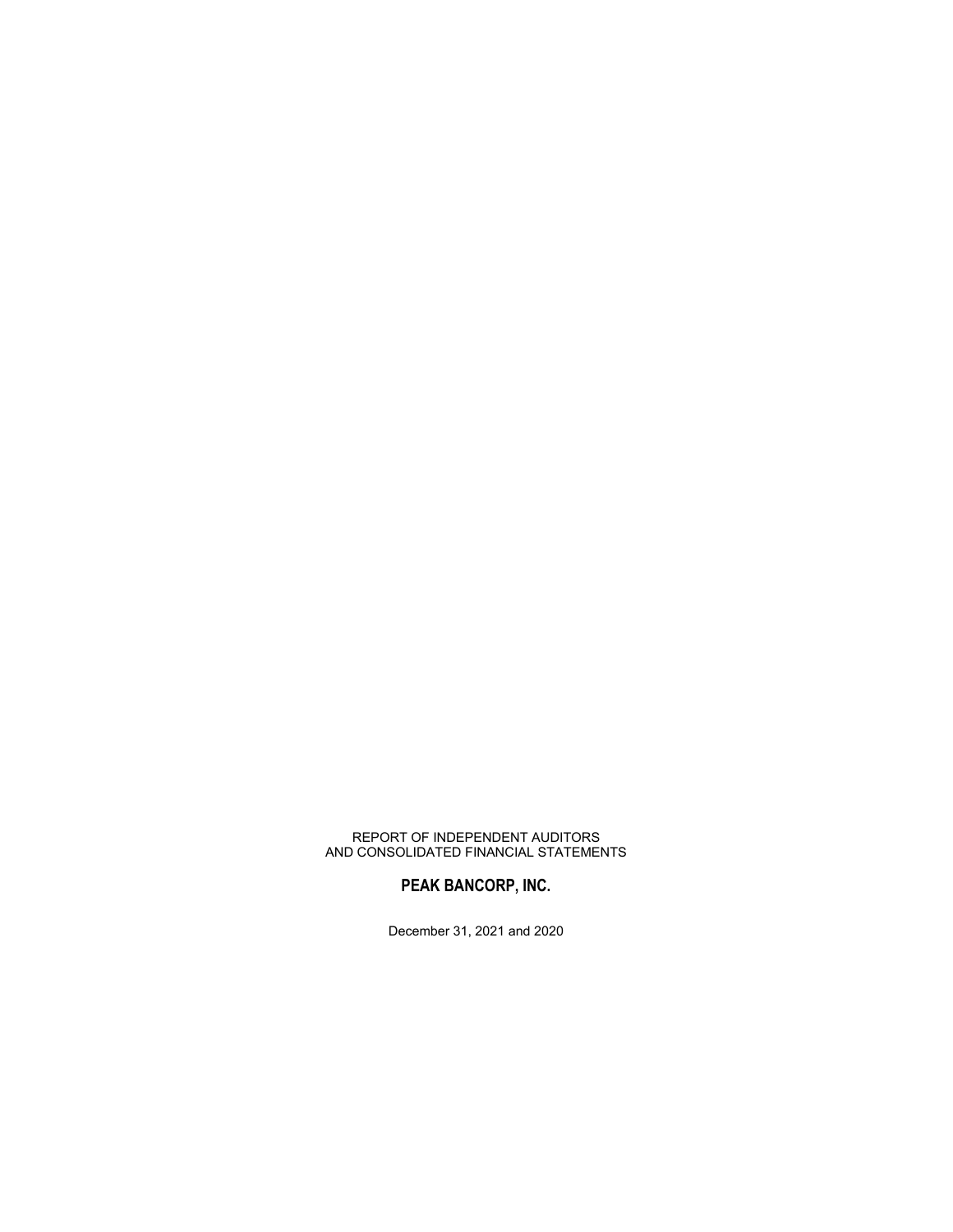REPORT OF INDEPENDENT AUDITORS
AND CONSOLIDATED FINANCIAL STATEMENTS

**PEAK BANCORP, INC.**

December 31, 2021 and 2020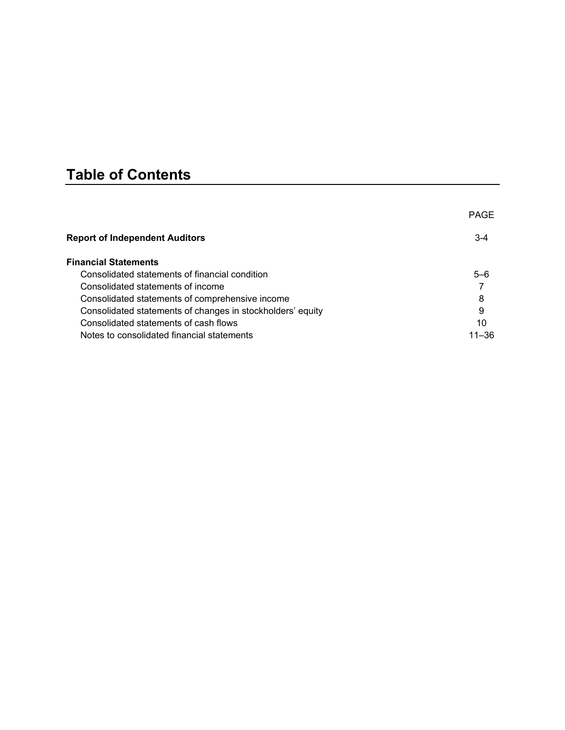# Table of Contents

| | PAGE |
|---|---|
| **Report of Independent Auditors** | 3-4 |
| **Financial Statements** | |
| Consolidated statements of financial condition | 5–6 |
| Consolidated statements of income | 7 |
| Consolidated statements of comprehensive income | 8 |
| Consolidated statements of changes in stockholders' equity | 9 |
| Consolidated statements of cash flows | 10 |
| Notes to consolidated financial statements | 11–36 |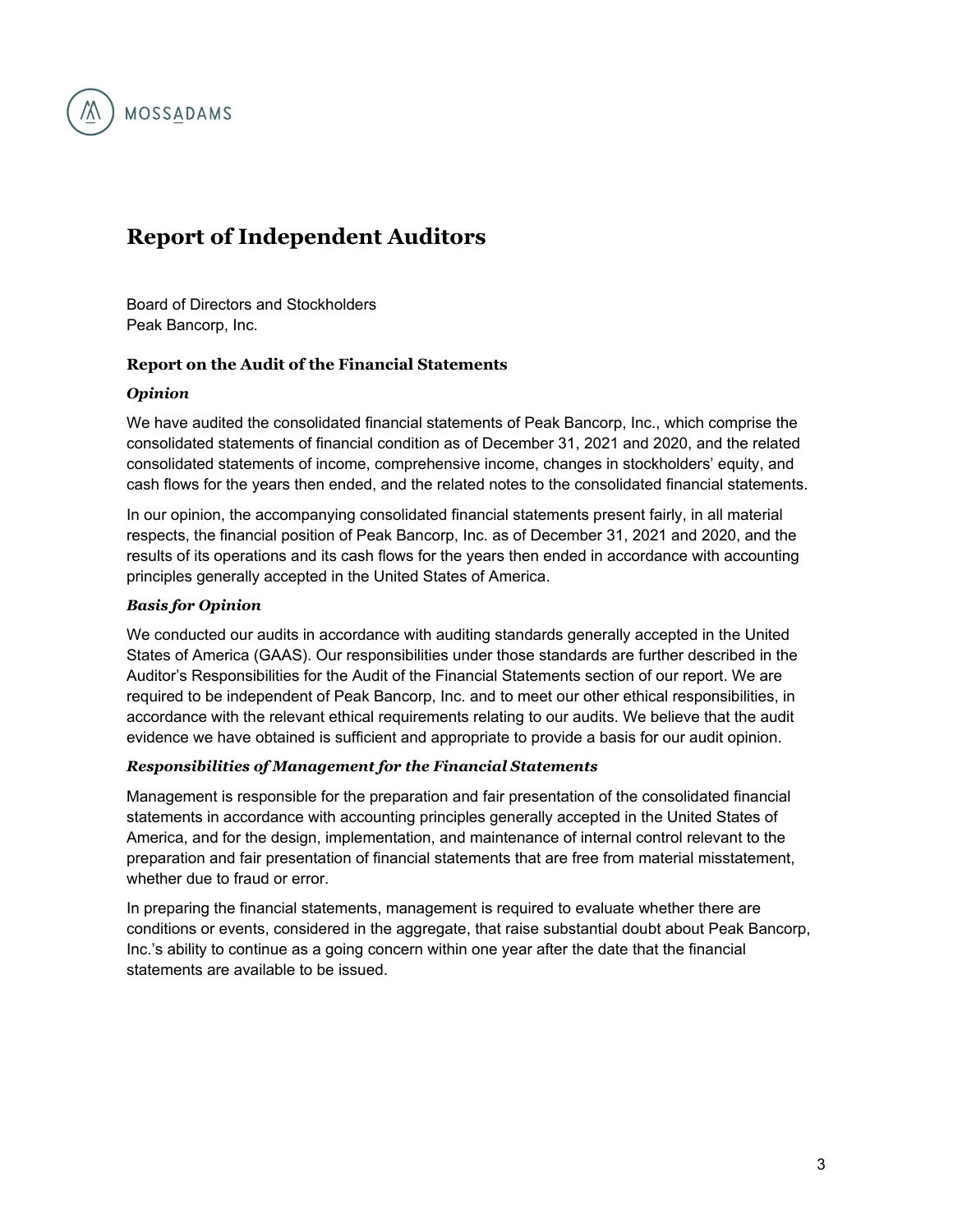MOSSADAMS

# Report of Independent Auditors

Board of Directors and Stockholders
Peak Bancorp, Inc.

### Report on the Audit of the Financial Statements

***Opinion***

We have audited the consolidated financial statements of Peak Bancorp, Inc., which comprise the consolidated statements of financial condition as of December 31, 2021 and 2020, and the related consolidated statements of income, comprehensive income, changes in stockholders' equity, and cash flows for the years then ended, and the related notes to the consolidated financial statements.

In our opinion, the accompanying consolidated financial statements present fairly, in all material respects, the financial position of Peak Bancorp, Inc. as of December 31, 2021 and 2020, and the results of its operations and its cash flows for the years then ended in accordance with accounting principles generally accepted in the United States of America.

***Basis for Opinion***

We conducted our audits in accordance with auditing standards generally accepted in the United States of America (GAAS). Our responsibilities under those standards are further described in the Auditor's Responsibilities for the Audit of the Financial Statements section of our report. We are required to be independent of Peak Bancorp, Inc. and to meet our other ethical responsibilities, in accordance with the relevant ethical requirements relating to our audits. We believe that the audit evidence we have obtained is sufficient and appropriate to provide a basis for our audit opinion.

***Responsibilities of Management for the Financial Statements***

Management is responsible for the preparation and fair presentation of the consolidated financial statements in accordance with accounting principles generally accepted in the United States of America, and for the design, implementation, and maintenance of internal control relevant to the preparation and fair presentation of financial statements that are free from material misstatement, whether due to fraud or error.

In preparing the financial statements, management is required to evaluate whether there are conditions or events, considered in the aggregate, that raise substantial doubt about Peak Bancorp, Inc.'s ability to continue as a going concern within one year after the date that the financial statements are available to be issued.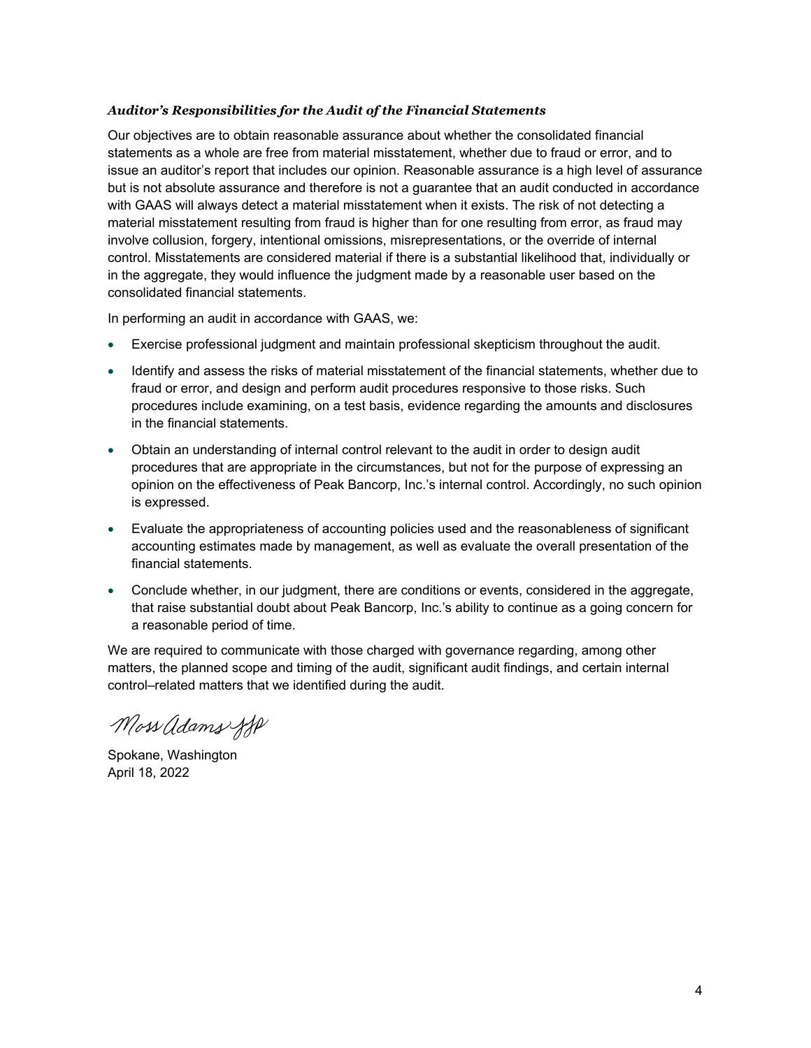### *Auditor's Responsibilities for the Audit of the Financial Statements*

Our objectives are to obtain reasonable assurance about whether the consolidated financial statements as a whole are free from material misstatement, whether due to fraud or error, and to issue an auditor's report that includes our opinion. Reasonable assurance is a high level of assurance but is not absolute assurance and therefore is not a guarantee that an audit conducted in accordance with GAAS will always detect a material misstatement when it exists. The risk of not detecting a material misstatement resulting from fraud is higher than for one resulting from error, as fraud may involve collusion, forgery, intentional omissions, misrepresentations, or the override of internal control. Misstatements are considered material if there is a substantial likelihood that, individually or in the aggregate, they would influence the judgment made by a reasonable user based on the consolidated financial statements.

In performing an audit in accordance with GAAS, we:

- Exercise professional judgment and maintain professional skepticism throughout the audit.
- Identify and assess the risks of material misstatement of the financial statements, whether due to fraud or error, and design and perform audit procedures responsive to those risks. Such procedures include examining, on a test basis, evidence regarding the amounts and disclosures in the financial statements.
- Obtain an understanding of internal control relevant to the audit in order to design audit procedures that are appropriate in the circumstances, but not for the purpose of expressing an opinion on the effectiveness of Peak Bancorp, Inc.'s internal control. Accordingly, no such opinion is expressed.
- Evaluate the appropriateness of accounting policies used and the reasonableness of significant accounting estimates made by management, as well as evaluate the overall presentation of the financial statements.
- Conclude whether, in our judgment, there are conditions or events, considered in the aggregate, that raise substantial doubt about Peak Bancorp, Inc.'s ability to continue as a going concern for a reasonable period of time.

We are required to communicate with those charged with governance regarding, among other matters, the planned scope and timing of the audit, significant audit findings, and certain internal control–related matters that we identified during the audit.

Moss Adams LLP

Spokane, Washington
April 18, 2022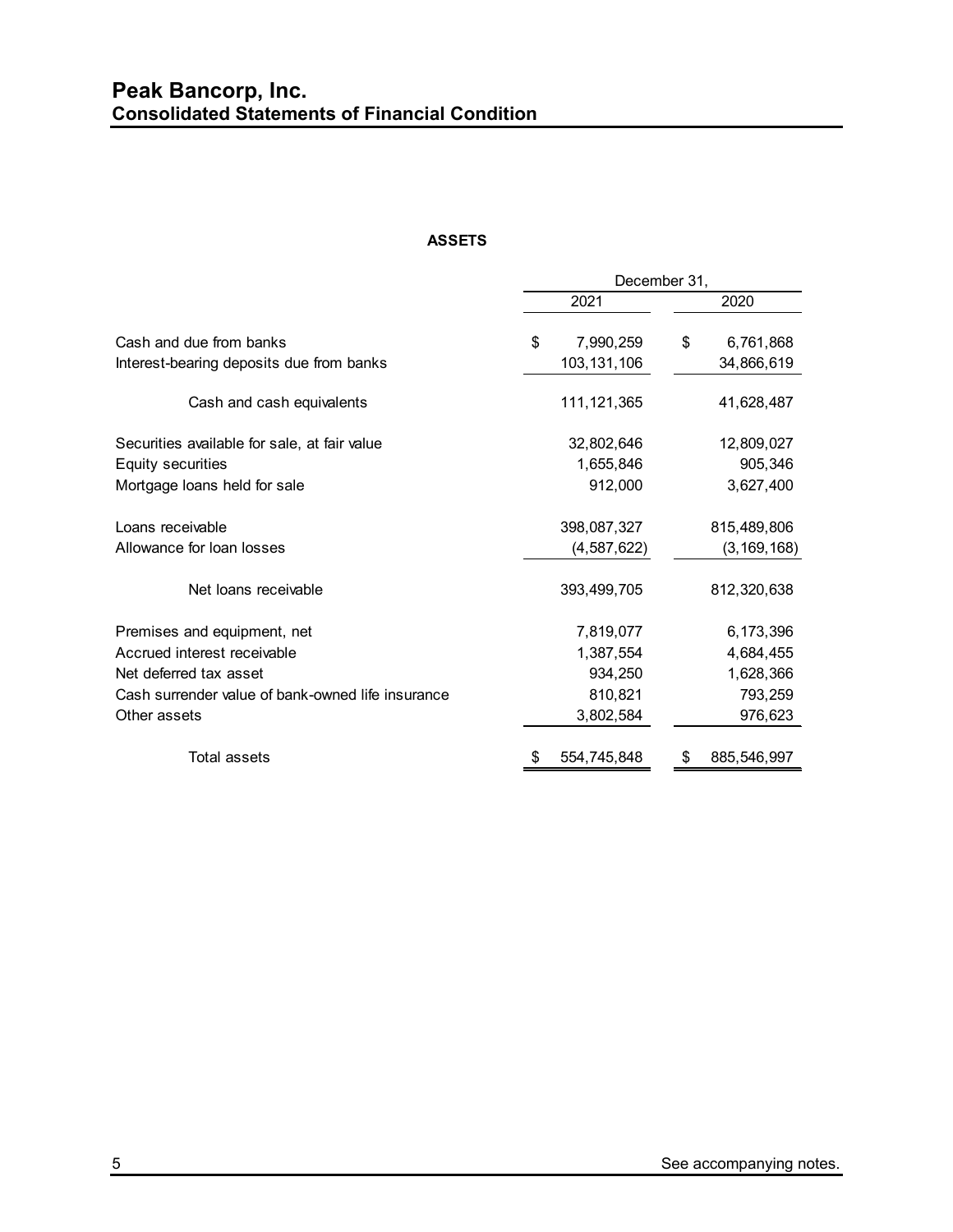# Peak Bancorp, Inc.
## Consolidated Statements of Financial Condition

**ASSETS**

| | December 31, 2021 | December 31, 2020 |
|---|---|---|
| Cash and due from banks | $ 7,990,259 | $ 6,761,868 |
| Interest-bearing deposits due from banks | 103,131,106 | 34,866,619 |
| Cash and cash equivalents | 111,121,365 | 41,628,487 |
| Securities available for sale, at fair value | 32,802,646 | 12,809,027 |
| Equity securities | 1,655,846 | 905,346 |
| Mortgage loans held for sale | 912,000 | 3,627,400 |
| Loans receivable | 398,087,327 | 815,489,806 |
| Allowance for loan losses | (4,587,622) | (3,169,168) |
| Net loans receivable | 393,499,705 | 812,320,638 |
| Premises and equipment, net | 7,819,077 | 6,173,396 |
| Accrued interest receivable | 1,387,554 | 4,684,455 |
| Net deferred tax asset | 934,250 | 1,628,366 |
| Cash surrender value of bank-owned life insurance | 810,821 | 793,259 |
| Other assets | 3,802,584 | 976,623 |
| Total assets | $ 554,745,848 | $ 885,546,997 |

See accompanying notes.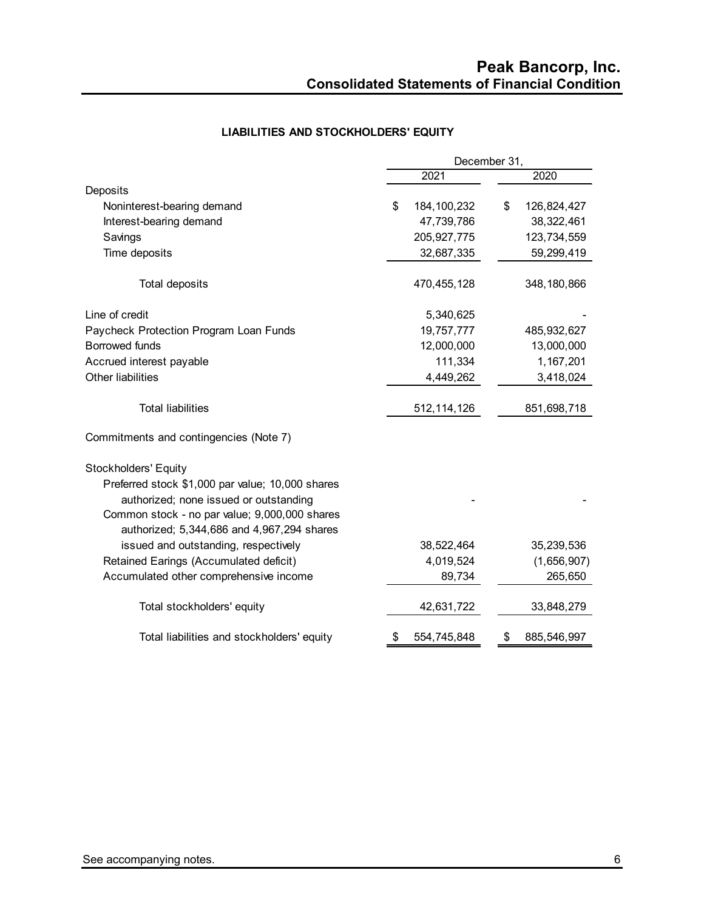# Peak Bancorp, Inc.
## Consolidated Statements of Financial Condition

### LIABILITIES AND STOCKHOLDERS' EQUITY

| | December 31, 2021 | December 31, 2020 |
|---|---|---|
| Deposits | | |
| Noninterest-bearing demand | $ 184,100,232 | $ 126,824,427 |
| Interest-bearing demand | 47,739,786 | 38,322,461 |
| Savings | 205,927,775 | 123,734,559 |
| Time deposits | 32,687,335 | 59,299,419 |
| Total deposits | 470,455,128 | 348,180,866 |
| Line of credit | 5,340,625 | - |
| Paycheck Protection Program Loan Funds | 19,757,777 | 485,932,627 |
| Borrowed funds | 12,000,000 | 13,000,000 |
| Accrued interest payable | 111,334 | 1,167,201 |
| Other liabilities | 4,449,262 | 3,418,024 |
| Total liabilities | 512,114,126 | 851,698,718 |
| Commitments and contingencies (Note 7) | | |
| Stockholders' Equity | | |
| Preferred stock $1,000 par value; 10,000 shares authorized; none issued or outstanding | - | - |
| Common stock - no par value; 9,000,000 shares authorized; 5,344,686 and 4,967,294 shares issued and outstanding, respectively | 38,522,464 | 35,239,536 |
| Retained Earings (Accumulated deficit) | 4,019,524 | (1,656,907) |
| Accumulated other comprehensive income | 89,734 | 265,650 |
| Total stockholders' equity | 42,631,722 | 33,848,279 |
| Total liabilities and stockholders' equity | $ 554,745,848 | $ 885,546,997 |

See accompanying notes.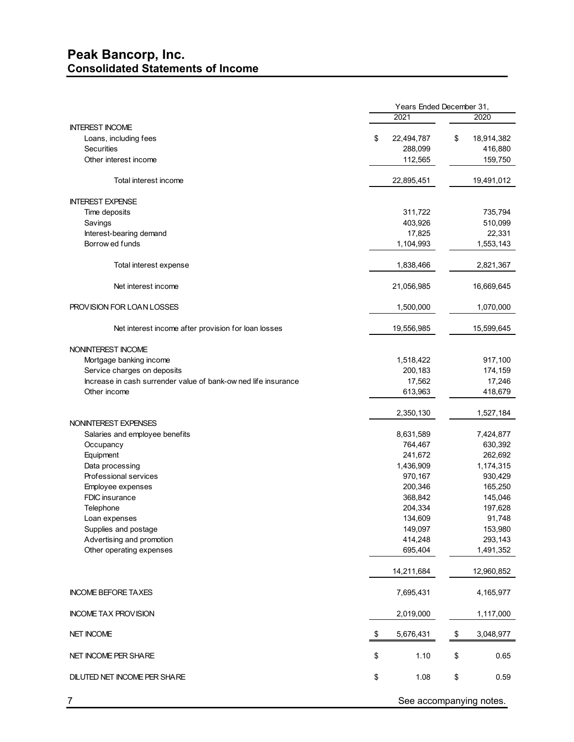# Peak Bancorp, Inc.
## Consolidated Statements of Income

| | Years Ended December 31, | |
|---|---|---|
| | 2021 | 2020 |
| **INTEREST INCOME** | | |
| Loans, including fees | $ 22,494,787 | $ 18,914,382 |
| Securities | 288,099 | 416,880 |
| Other interest income | 112,565 | 159,750 |
| Total interest income | 22,895,451 | 19,491,012 |
| **INTEREST EXPENSE** | | |
| Time deposits | 311,722 | 735,794 |
| Savings | 403,926 | 510,099 |
| Interest-bearing demand | 17,825 | 22,331 |
| Borrowed funds | 1,104,993 | 1,553,143 |
| Total interest expense | 1,838,466 | 2,821,367 |
| Net interest income | 21,056,985 | 16,669,645 |
| **PROVISION FOR LOAN LOSSES** | 1,500,000 | 1,070,000 |
| Net interest income after provision for loan losses | 19,556,985 | 15,599,645 |
| **NONINTEREST INCOME** | | |
| Mortgage banking income | 1,518,422 | 917,100 |
| Service charges on deposits | 200,183 | 174,159 |
| Increase in cash surrender value of bank-owned life insurance | 17,562 | 17,246 |
| Other income | 613,963 | 418,679 |
| | 2,350,130 | 1,527,184 |
| **NONINTEREST EXPENSES** | | |
| Salaries and employee benefits | 8,631,589 | 7,424,877 |
| Occupancy | 764,467 | 630,392 |
| Equipment | 241,672 | 262,692 |
| Data processing | 1,436,909 | 1,174,315 |
| Professional services | 970,167 | 930,429 |
| Employee expenses | 200,346 | 165,250 |
| FDIC insurance | 368,842 | 145,046 |
| Telephone | 204,334 | 197,628 |
| Loan expenses | 134,609 | 91,748 |
| Supplies and postage | 149,097 | 153,980 |
| Advertising and promotion | 414,248 | 293,143 |
| Other operating expenses | 695,404 | 1,491,352 |
| | 14,211,684 | 12,960,852 |
| **INCOME BEFORE TAXES** | 7,695,431 | 4,165,977 |
| **INCOME TAX PROVISION** | 2,019,000 | 1,117,000 |
| **NET INCOME** | $ 5,676,431 | $ 3,048,977 |
| **NET INCOME PER SHARE** | $ 1.10 | $ 0.65 |
| **DILUTED NET INCOME PER SHARE** | $ 1.08 | $ 0.59 |

See accompanying notes.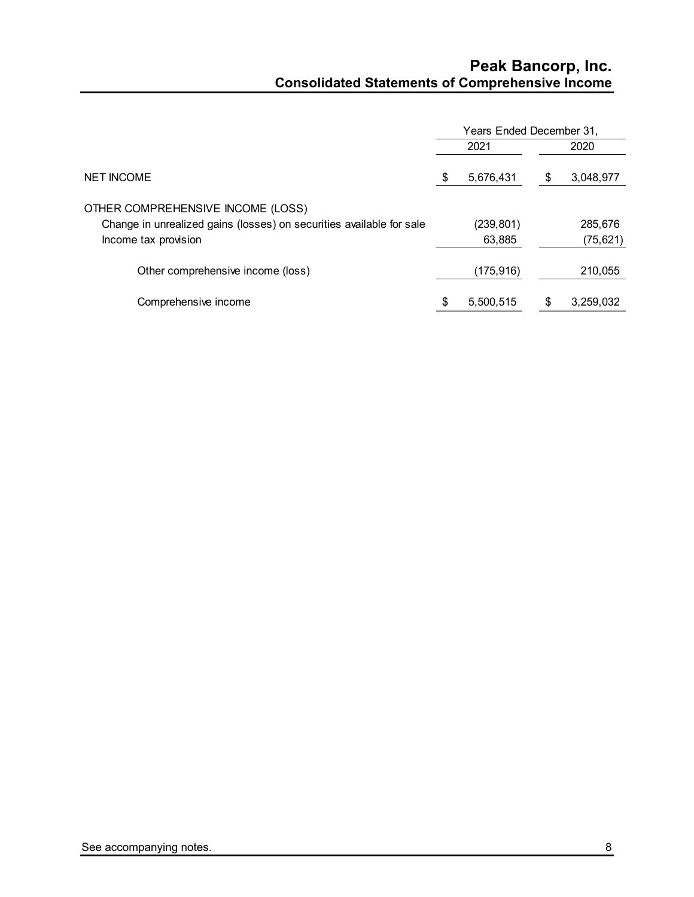# Peak Bancorp, Inc.
## Consolidated Statements of Comprehensive Income

| | Years Ended December 31, | |
|---|---|---|
| | 2021 | 2020 |
| NET INCOME | $ 5,676,431 | $ 3,048,977 |
| OTHER COMPREHENSIVE INCOME (LOSS) | | |
| Change in unrealized gains (losses) on securities available for sale | (239,801) | 285,676 |
| Income tax provision | 63,885 | (75,621) |
| Other comprehensive income (loss) | (175,916) | 210,055 |
| Comprehensive income | $ 5,500,515 | $ 3,259,032 |

See accompanying notes.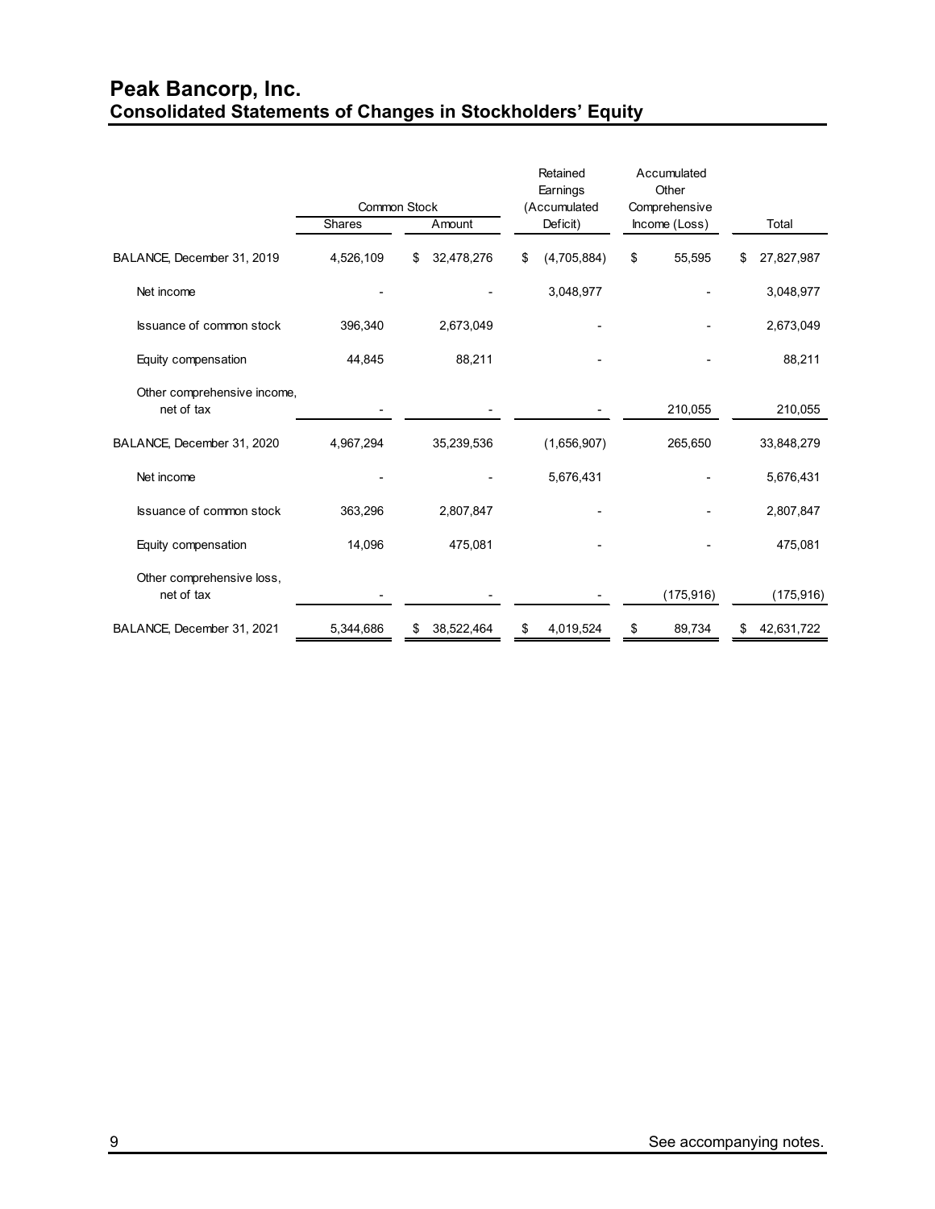# Peak Bancorp, Inc.
## Consolidated Statements of Changes in Stockholders' Equity

| | Common Stock | | Retained Earnings (Accumulated Deficit) | Accumulated Other Comprehensive Income (Loss) | Total |
|---|---|---|---|---|---|
| | Shares | Amount | | | |
| BALANCE, December 31, 2019 | 4,526,109 | $ 32,478,276 | $ (4,705,884) | $ 55,595 | $ 27,827,987 |
| Net income | - | - | 3,048,977 | - | 3,048,977 |
| Issuance of common stock | 396,340 | 2,673,049 | - | - | 2,673,049 |
| Equity compensation | 44,845 | 88,211 | - | - | 88,211 |
| Other comprehensive income, net of tax | - | - | - | 210,055 | 210,055 |
| BALANCE, December 31, 2020 | 4,967,294 | 35,239,536 | (1,656,907) | 265,650 | 33,848,279 |
| Net income | - | - | 5,676,431 | - | 5,676,431 |
| Issuance of common stock | 363,296 | 2,807,847 | - | - | 2,807,847 |
| Equity compensation | 14,096 | 475,081 | - | - | 475,081 |
| Other comprehensive loss, net of tax | - | - | - | (175,916) | (175,916) |
| BALANCE, December 31, 2021 | 5,344,686 | $ 38,522,464 | $ 4,019,524 | $ 89,734 | $ 42,631,722 |

See accompanying notes.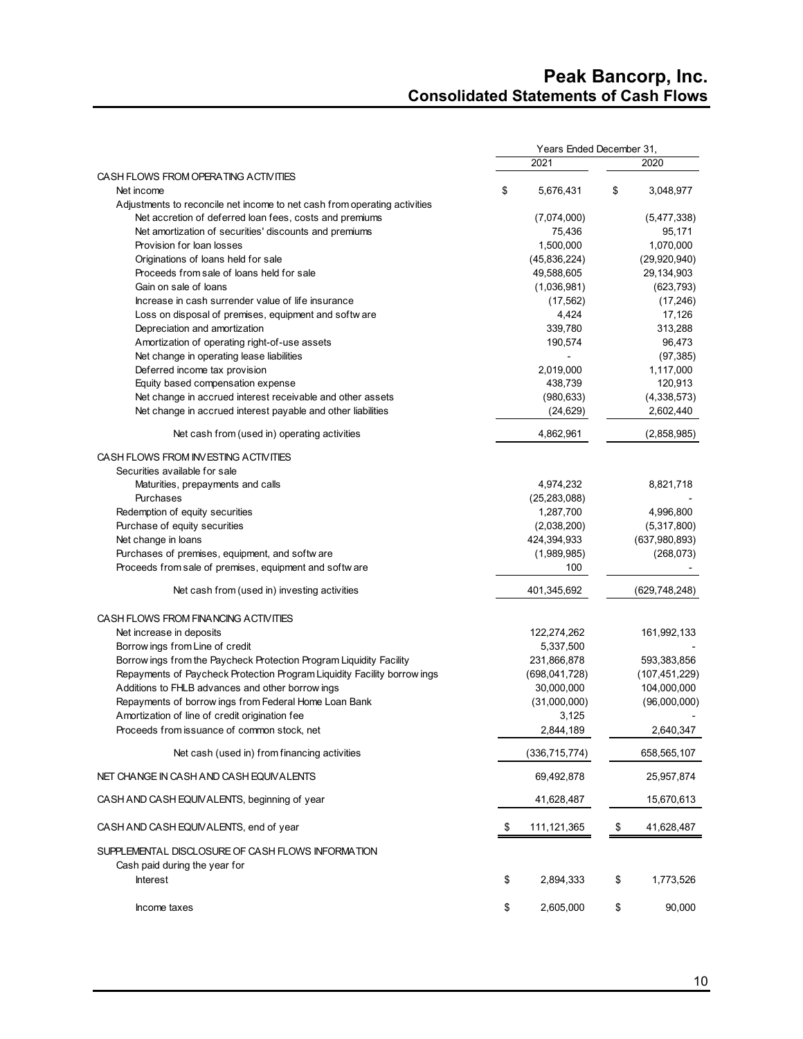# Peak Bancorp, Inc.
## Consolidated Statements of Cash Flows

| | Years Ended December 31, | |
|---|---|---|
| | 2021 | 2020 |
| CASH FLOWS FROM OPERATING ACTIVITIES | | |
| Net income | $ 5,676,431 | $ 3,048,977 |
| Adjustments to reconcile net income to net cash from operating activities | | |
| Net accretion of deferred loan fees, costs and premiums | (7,074,000) | (5,477,338) |
| Net amortization of securities' discounts and premiums | 75,436 | 95,171 |
| Provision for loan losses | 1,500,000 | 1,070,000 |
| Originations of loans held for sale | (45,836,224) | (29,920,940) |
| Proceeds from sale of loans held for sale | 49,588,605 | 29,134,903 |
| Gain on sale of loans | (1,036,981) | (623,793) |
| Increase in cash surrender value of life insurance | (17,562) | (17,246) |
| Loss on disposal of premises, equipment and software | 4,424 | 17,126 |
| Depreciation and amortization | 339,780 | 313,288 |
| Amortization of operating right-of-use assets | 190,574 | 96,473 |
| Net change in operating lease liabilities | - | (97,385) |
| Deferred income tax provision | 2,019,000 | 1,117,000 |
| Equity based compensation expense | 438,739 | 120,913 |
| Net change in accrued interest receivable and other assets | (980,633) | (4,338,573) |
| Net change in accrued interest payable and other liabilities | (24,629) | 2,602,440 |
| Net cash from (used in) operating activities | 4,862,961 | (2,858,985) |
| CASH FLOWS FROM INVESTING ACTIVITIES | | |
| Securities available for sale | | |
| Maturities, prepayments and calls | 4,974,232 | 8,821,718 |
| Purchases | (25,283,088) | - |
| Redemption of equity securities | 1,287,700 | 4,996,800 |
| Purchase of equity securities | (2,038,200) | (5,317,800) |
| Net change in loans | 424,394,933 | (637,980,893) |
| Purchases of premises, equipment, and software | (1,989,985) | (268,073) |
| Proceeds from sale of premises, equipment and software | 100 | - |
| Net cash from (used in) investing activities | 401,345,692 | (629,748,248) |
| CASH FLOWS FROM FINANCING ACTIVITIES | | |
| Net increase in deposits | 122,274,262 | 161,992,133 |
| Borrowings from Line of credit | 5,337,500 | - |
| Borrowings from the Paycheck Protection Program Liquidity Facility | 231,866,878 | 593,383,856 |
| Repayments of Paycheck Protection Program Liquidity Facility borrowings | (698,041,728) | (107,451,229) |
| Additions to FHLB advances and other borrowings | 30,000,000 | 104,000,000 |
| Repayments of borrowings from Federal Home Loan Bank | (31,000,000) | (96,000,000) |
| Amortization of line of credit origination fee | 3,125 | - |
| Proceeds from issuance of common stock, net | 2,844,189 | 2,640,347 |
| Net cash (used in) from financing activities | (336,715,774) | 658,565,107 |
| NET CHANGE IN CASH AND CASH EQUIVALENTS | 69,492,878 | 25,957,874 |
| CASH AND CASH EQUIVALENTS, beginning of year | 41,628,487 | 15,670,613 |
| CASH AND CASH EQUIVALENTS, end of year | $ 111,121,365 | $ 41,628,487 |
| SUPPLEMENTAL DISCLOSURE OF CASH FLOWS INFORMATION | | |
| Cash paid during the year for | | |
| Interest | $ 2,894,333 | $ 1,773,526 |
| Income taxes | $ 2,605,000 | $ 90,000 |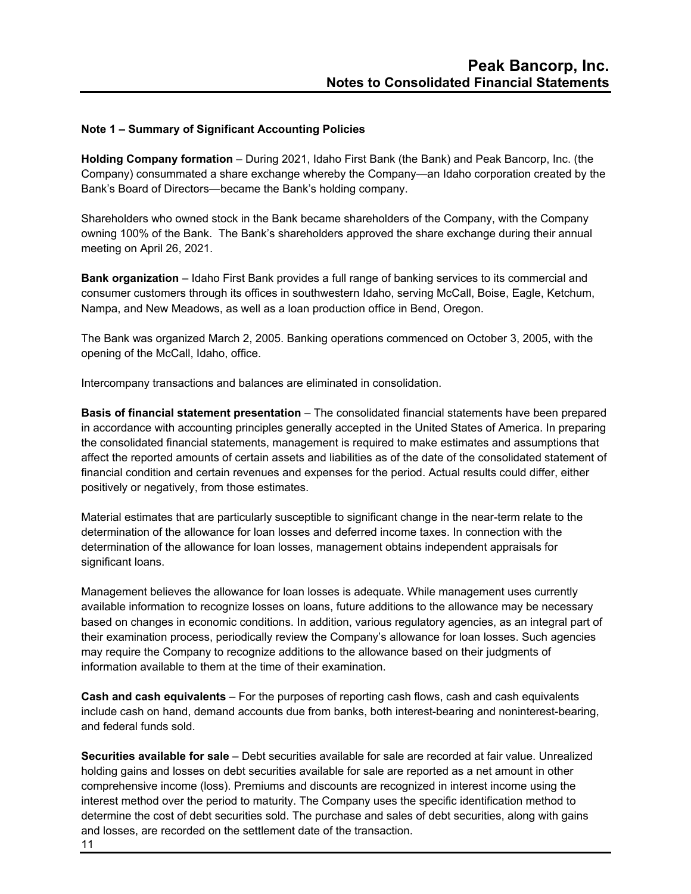## Note 1 – Summary of Significant Accounting Policies

**Holding Company formation** – During 2021, Idaho First Bank (the Bank) and Peak Bancorp, Inc. (the Company) consummated a share exchange whereby the Company—an Idaho corporation created by the Bank's Board of Directors—became the Bank's holding company.

Shareholders who owned stock in the Bank became shareholders of the Company, with the Company owning 100% of the Bank. The Bank's shareholders approved the share exchange during their annual meeting on April 26, 2021.

**Bank organization** – Idaho First Bank provides a full range of banking services to its commercial and consumer customers through its offices in southwestern Idaho, serving McCall, Boise, Eagle, Ketchum, Nampa, and New Meadows, as well as a loan production office in Bend, Oregon.

The Bank was organized March 2, 2005. Banking operations commenced on October 3, 2005, with the opening of the McCall, Idaho, office.

Intercompany transactions and balances are eliminated in consolidation.

**Basis of financial statement presentation** – The consolidated financial statements have been prepared in accordance with accounting principles generally accepted in the United States of America. In preparing the consolidated financial statements, management is required to make estimates and assumptions that affect the reported amounts of certain assets and liabilities as of the date of the consolidated statement of financial condition and certain revenues and expenses for the period. Actual results could differ, either positively or negatively, from those estimates.

Material estimates that are particularly susceptible to significant change in the near-term relate to the determination of the allowance for loan losses and deferred income taxes. In connection with the determination of the allowance for loan losses, management obtains independent appraisals for significant loans.

Management believes the allowance for loan losses is adequate. While management uses currently available information to recognize losses on loans, future additions to the allowance may be necessary based on changes in economic conditions. In addition, various regulatory agencies, as an integral part of their examination process, periodically review the Company's allowance for loan losses. Such agencies may require the Company to recognize additions to the allowance based on their judgments of information available to them at the time of their examination.

**Cash and cash equivalents** – For the purposes of reporting cash flows, cash and cash equivalents include cash on hand, demand accounts due from banks, both interest-bearing and noninterest-bearing, and federal funds sold.

**Securities available for sale** – Debt securities available for sale are recorded at fair value. Unrealized holding gains and losses on debt securities available for sale are reported as a net amount in other comprehensive income (loss). Premiums and discounts are recognized in interest income using the interest method over the period to maturity. The Company uses the specific identification method to determine the cost of debt securities sold. The purchase and sales of debt securities, along with gains and losses, are recorded on the settlement date of the transaction.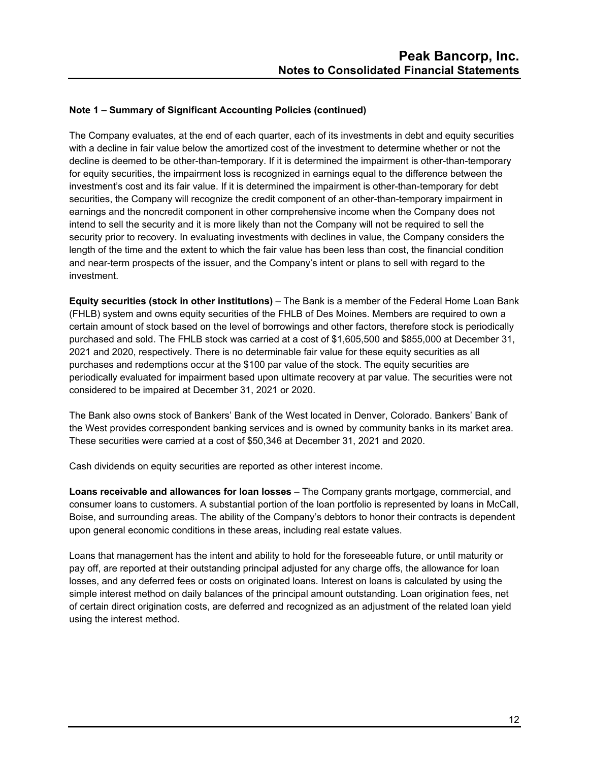## Note 1 – Summary of Significant Accounting Policies (continued)

The Company evaluates, at the end of each quarter, each of its investments in debt and equity securities with a decline in fair value below the amortized cost of the investment to determine whether or not the decline is deemed to be other-than-temporary. If it is determined the impairment is other-than-temporary for equity securities, the impairment loss is recognized in earnings equal to the difference between the investment's cost and its fair value. If it is determined the impairment is other-than-temporary for debt securities, the Company will recognize the credit component of an other-than-temporary impairment in earnings and the noncredit component in other comprehensive income when the Company does not intend to sell the security and it is more likely than not the Company will not be required to sell the security prior to recovery. In evaluating investments with declines in value, the Company considers the length of the time and the extent to which the fair value has been less than cost, the financial condition and near-term prospects of the issuer, and the Company's intent or plans to sell with regard to the investment.

**Equity securities (stock in other institutions)** – The Bank is a member of the Federal Home Loan Bank (FHLB) system and owns equity securities of the FHLB of Des Moines. Members are required to own a certain amount of stock based on the level of borrowings and other factors, therefore stock is periodically purchased and sold. The FHLB stock was carried at a cost of $1,605,500 and $855,000 at December 31, 2021 and 2020, respectively. There is no determinable fair value for these equity securities as all purchases and redemptions occur at the $100 par value of the stock. The equity securities are periodically evaluated for impairment based upon ultimate recovery at par value. The securities were not considered to be impaired at December 31, 2021 or 2020.

The Bank also owns stock of Bankers' Bank of the West located in Denver, Colorado. Bankers' Bank of the West provides correspondent banking services and is owned by community banks in its market area. These securities were carried at a cost of $50,346 at December 31, 2021 and 2020.

Cash dividends on equity securities are reported as other interest income.

**Loans receivable and allowances for loan losses** – The Company grants mortgage, commercial, and consumer loans to customers. A substantial portion of the loan portfolio is represented by loans in McCall, Boise, and surrounding areas. The ability of the Company's debtors to honor their contracts is dependent upon general economic conditions in these areas, including real estate values.

Loans that management has the intent and ability to hold for the foreseeable future, or until maturity or pay off, are reported at their outstanding principal adjusted for any charge offs, the allowance for loan losses, and any deferred fees or costs on originated loans. Interest on loans is calculated by using the simple interest method on daily balances of the principal amount outstanding. Loan origination fees, net of certain direct origination costs, are deferred and recognized as an adjustment of the related loan yield using the interest method.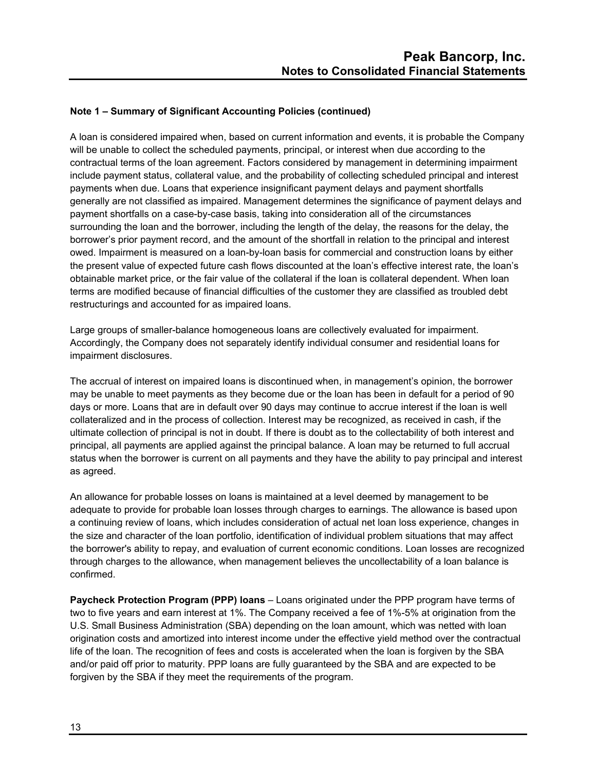## Note 1 – Summary of Significant Accounting Policies (continued)

A loan is considered impaired when, based on current information and events, it is probable the Company will be unable to collect the scheduled payments, principal, or interest when due according to the contractual terms of the loan agreement. Factors considered by management in determining impairment include payment status, collateral value, and the probability of collecting scheduled principal and interest payments when due. Loans that experience insignificant payment delays and payment shortfalls generally are not classified as impaired. Management determines the significance of payment delays and payment shortfalls on a case-by-case basis, taking into consideration all of the circumstances surrounding the loan and the borrower, including the length of the delay, the reasons for the delay, the borrower's prior payment record, and the amount of the shortfall in relation to the principal and interest owed. Impairment is measured on a loan-by-loan basis for commercial and construction loans by either the present value of expected future cash flows discounted at the loan's effective interest rate, the loan's obtainable market price, or the fair value of the collateral if the loan is collateral dependent. When loan terms are modified because of financial difficulties of the customer they are classified as troubled debt restructurings and accounted for as impaired loans.

Large groups of smaller-balance homogeneous loans are collectively evaluated for impairment. Accordingly, the Company does not separately identify individual consumer and residential loans for impairment disclosures.

The accrual of interest on impaired loans is discontinued when, in management's opinion, the borrower may be unable to meet payments as they become due or the loan has been in default for a period of 90 days or more. Loans that are in default over 90 days may continue to accrue interest if the loan is well collateralized and in the process of collection. Interest may be recognized, as received in cash, if the ultimate collection of principal is not in doubt. If there is doubt as to the collectability of both interest and principal, all payments are applied against the principal balance. A loan may be returned to full accrual status when the borrower is current on all payments and they have the ability to pay principal and interest as agreed.

An allowance for probable losses on loans is maintained at a level deemed by management to be adequate to provide for probable loan losses through charges to earnings. The allowance is based upon a continuing review of loans, which includes consideration of actual net loan loss experience, changes in the size and character of the loan portfolio, identification of individual problem situations that may affect the borrower's ability to repay, and evaluation of current economic conditions. Loan losses are recognized through charges to the allowance, when management believes the uncollectability of a loan balance is confirmed.

**Paycheck Protection Program (PPP) loans** – Loans originated under the PPP program have terms of two to five years and earn interest at 1%. The Company received a fee of 1%-5% at origination from the U.S. Small Business Administration (SBA) depending on the loan amount, which was netted with loan origination costs and amortized into interest income under the effective yield method over the contractual life of the loan. The recognition of fees and costs is accelerated when the loan is forgiven by the SBA and/or paid off prior to maturity. PPP loans are fully guaranteed by the SBA and are expected to be forgiven by the SBA if they meet the requirements of the program.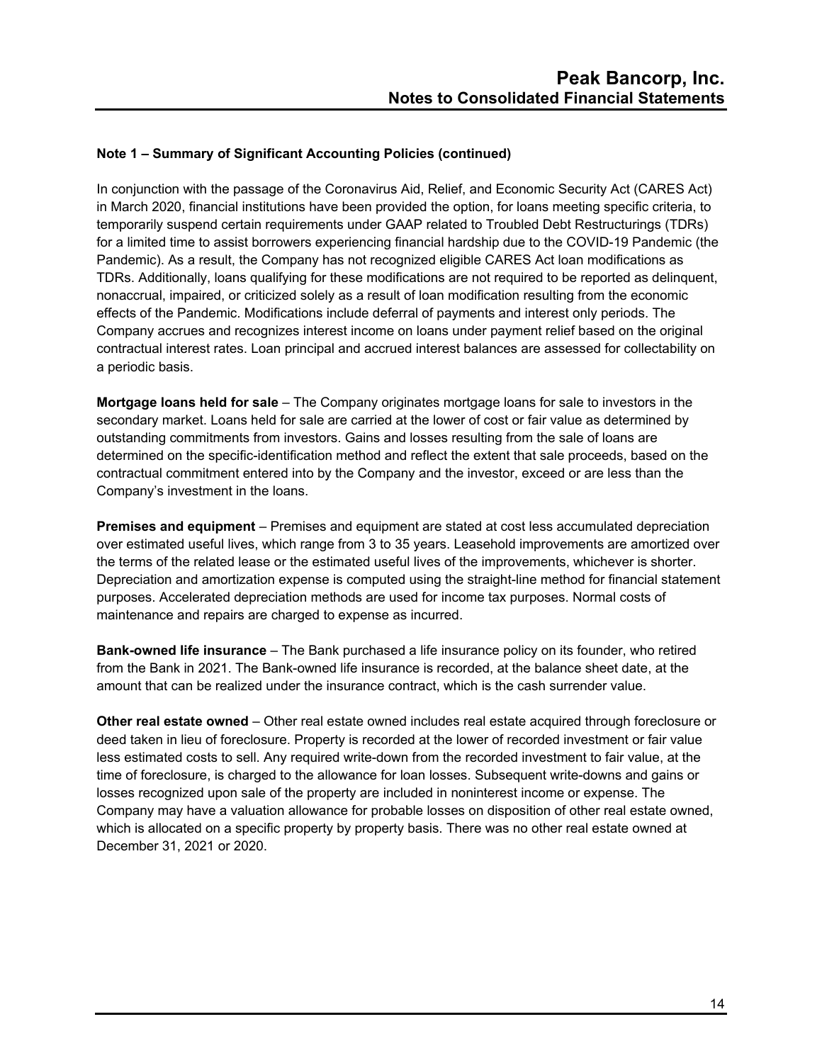## Note 1 – Summary of Significant Accounting Policies (continued)

In conjunction with the passage of the Coronavirus Aid, Relief, and Economic Security Act (CARES Act) in March 2020, financial institutions have been provided the option, for loans meeting specific criteria, to temporarily suspend certain requirements under GAAP related to Troubled Debt Restructurings (TDRs) for a limited time to assist borrowers experiencing financial hardship due to the COVID-19 Pandemic (the Pandemic). As a result, the Company has not recognized eligible CARES Act loan modifications as TDRs. Additionally, loans qualifying for these modifications are not required to be reported as delinquent, nonaccrual, impaired, or criticized solely as a result of loan modification resulting from the economic effects of the Pandemic. Modifications include deferral of payments and interest only periods. The Company accrues and recognizes interest income on loans under payment relief based on the original contractual interest rates. Loan principal and accrued interest balances are assessed for collectability on a periodic basis.

**Mortgage loans held for sale** – The Company originates mortgage loans for sale to investors in the secondary market. Loans held for sale are carried at the lower of cost or fair value as determined by outstanding commitments from investors. Gains and losses resulting from the sale of loans are determined on the specific-identification method and reflect the extent that sale proceeds, based on the contractual commitment entered into by the Company and the investor, exceed or are less than the Company's investment in the loans.

**Premises and equipment** – Premises and equipment are stated at cost less accumulated depreciation over estimated useful lives, which range from 3 to 35 years. Leasehold improvements are amortized over the terms of the related lease or the estimated useful lives of the improvements, whichever is shorter. Depreciation and amortization expense is computed using the straight-line method for financial statement purposes. Accelerated depreciation methods are used for income tax purposes. Normal costs of maintenance and repairs are charged to expense as incurred.

**Bank-owned life insurance** – The Bank purchased a life insurance policy on its founder, who retired from the Bank in 2021. The Bank-owned life insurance is recorded, at the balance sheet date, at the amount that can be realized under the insurance contract, which is the cash surrender value.

**Other real estate owned** – Other real estate owned includes real estate acquired through foreclosure or deed taken in lieu of foreclosure. Property is recorded at the lower of recorded investment or fair value less estimated costs to sell. Any required write-down from the recorded investment to fair value, at the time of foreclosure, is charged to the allowance for loan losses. Subsequent write-downs and gains or losses recognized upon sale of the property are included in noninterest income or expense. The Company may have a valuation allowance for probable losses on disposition of other real estate owned, which is allocated on a specific property by property basis. There was no other real estate owned at December 31, 2021 or 2020.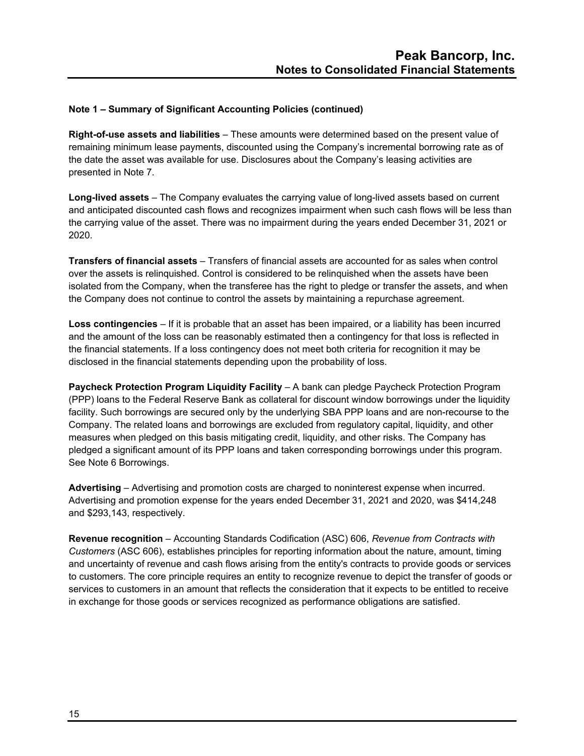## Note 1 – Summary of Significant Accounting Policies (continued)

**Right-of-use assets and liabilities** – These amounts were determined based on the present value of remaining minimum lease payments, discounted using the Company's incremental borrowing rate as of the date the asset was available for use. Disclosures about the Company's leasing activities are presented in Note 7.

**Long-lived assets** – The Company evaluates the carrying value of long-lived assets based on current and anticipated discounted cash flows and recognizes impairment when such cash flows will be less than the carrying value of the asset. There was no impairment during the years ended December 31, 2021 or 2020.

**Transfers of financial assets** – Transfers of financial assets are accounted for as sales when control over the assets is relinquished. Control is considered to be relinquished when the assets have been isolated from the Company, when the transferee has the right to pledge or transfer the assets, and when the Company does not continue to control the assets by maintaining a repurchase agreement.

**Loss contingencies** – If it is probable that an asset has been impaired, or a liability has been incurred and the amount of the loss can be reasonably estimated then a contingency for that loss is reflected in the financial statements. If a loss contingency does not meet both criteria for recognition it may be disclosed in the financial statements depending upon the probability of loss.

**Paycheck Protection Program Liquidity Facility** – A bank can pledge Paycheck Protection Program (PPP) loans to the Federal Reserve Bank as collateral for discount window borrowings under the liquidity facility. Such borrowings are secured only by the underlying SBA PPP loans and are non-recourse to the Company. The related loans and borrowings are excluded from regulatory capital, liquidity, and other measures when pledged on this basis mitigating credit, liquidity, and other risks. The Company has pledged a significant amount of its PPP loans and taken corresponding borrowings under this program. See Note 6 Borrowings.

**Advertising** – Advertising and promotion costs are charged to noninterest expense when incurred. Advertising and promotion expense for the years ended December 31, 2021 and 2020, was $414,248 and $293,143, respectively.

**Revenue recognition** – Accounting Standards Codification (ASC) 606, *Revenue from Contracts with Customers* (ASC 606), establishes principles for reporting information about the nature, amount, timing and uncertainty of revenue and cash flows arising from the entity's contracts to provide goods or services to customers. The core principle requires an entity to recognize revenue to depict the transfer of goods or services to customers in an amount that reflects the consideration that it expects to be entitled to receive in exchange for those goods or services recognized as performance obligations are satisfied.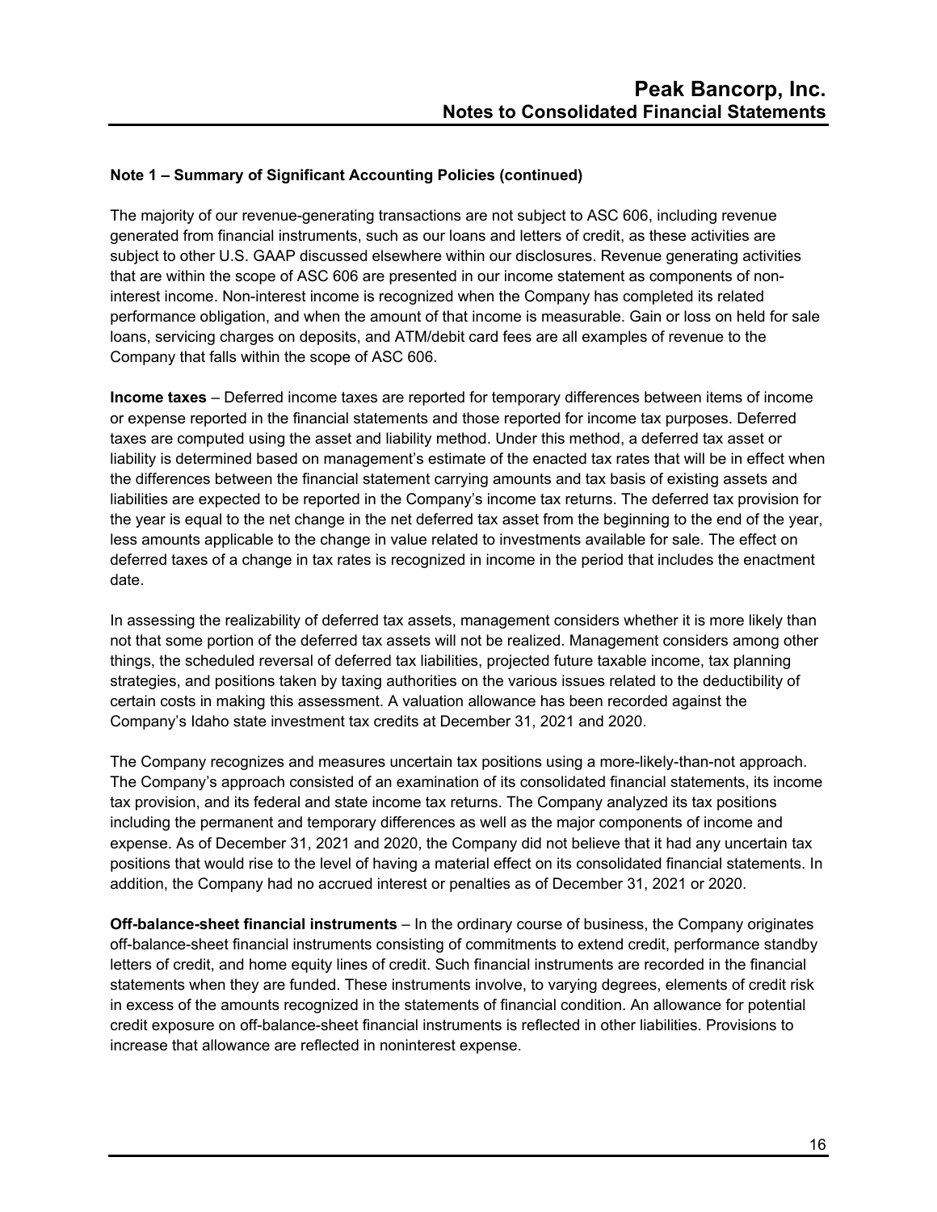**Note 1 – Summary of Significant Accounting Policies (continued)**

The majority of our revenue-generating transactions are not subject to ASC 606, including revenue generated from financial instruments, such as our loans and letters of credit, as these activities are subject to other U.S. GAAP discussed elsewhere within our disclosures. Revenue generating activities that are within the scope of ASC 606 are presented in our income statement as components of non-interest income. Non-interest income is recognized when the Company has completed its related performance obligation, and when the amount of that income is measurable. Gain or loss on held for sale loans, servicing charges on deposits, and ATM/debit card fees are all examples of revenue to the Company that falls within the scope of ASC 606.

**Income taxes** – Deferred income taxes are reported for temporary differences between items of income or expense reported in the financial statements and those reported for income tax purposes. Deferred taxes are computed using the asset and liability method. Under this method, a deferred tax asset or liability is determined based on management's estimate of the enacted tax rates that will be in effect when the differences between the financial statement carrying amounts and tax basis of existing assets and liabilities are expected to be reported in the Company's income tax returns. The deferred tax provision for the year is equal to the net change in the net deferred tax asset from the beginning to the end of the year, less amounts applicable to the change in value related to investments available for sale. The effect on deferred taxes of a change in tax rates is recognized in income in the period that includes the enactment date.

In assessing the realizability of deferred tax assets, management considers whether it is more likely than not that some portion of the deferred tax assets will not be realized. Management considers among other things, the scheduled reversal of deferred tax liabilities, projected future taxable income, tax planning strategies, and positions taken by taxing authorities on the various issues related to the deductibility of certain costs in making this assessment. A valuation allowance has been recorded against the Company's Idaho state investment tax credits at December 31, 2021 and 2020.

The Company recognizes and measures uncertain tax positions using a more-likely-than-not approach. The Company's approach consisted of an examination of its consolidated financial statements, its income tax provision, and its federal and state income tax returns. The Company analyzed its tax positions including the permanent and temporary differences as well as the major components of income and expense. As of December 31, 2021 and 2020, the Company did not believe that it had any uncertain tax positions that would rise to the level of having a material effect on its consolidated financial statements. In addition, the Company had no accrued interest or penalties as of December 31, 2021 or 2020.

**Off-balance-sheet financial instruments** – In the ordinary course of business, the Company originates off-balance-sheet financial instruments consisting of commitments to extend credit, performance standby letters of credit, and home equity lines of credit. Such financial instruments are recorded in the financial statements when they are funded. These instruments involve, to varying degrees, elements of credit risk in excess of the amounts recognized in the statements of financial condition. An allowance for potential credit exposure on off-balance-sheet financial instruments is reflected in other liabilities. Provisions to increase that allowance are reflected in noninterest expense.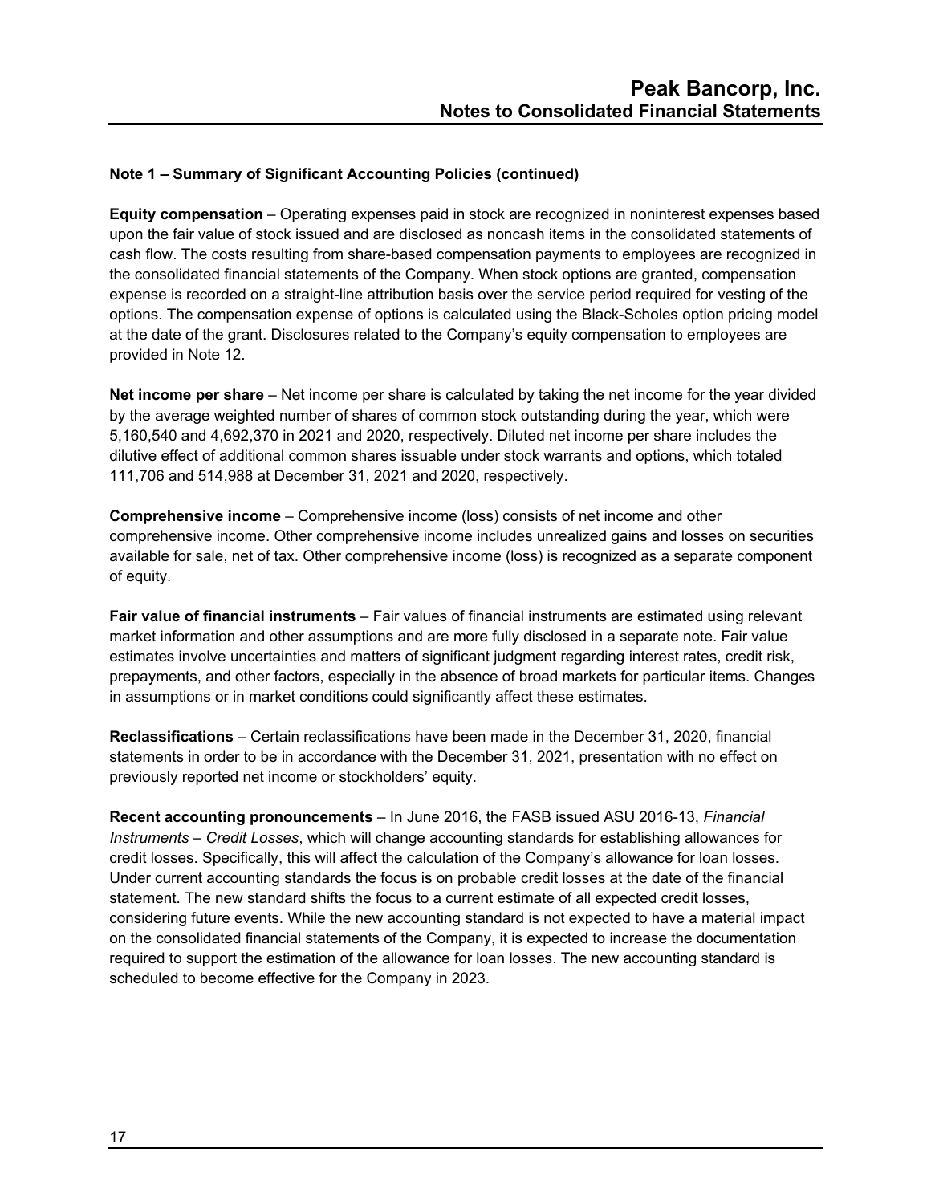### Note 1 – Summary of Significant Accounting Policies (continued)

**Equity compensation** – Operating expenses paid in stock are recognized in noninterest expenses based upon the fair value of stock issued and are disclosed as noncash items in the consolidated statements of cash flow. The costs resulting from share-based compensation payments to employees are recognized in the consolidated financial statements of the Company. When stock options are granted, compensation expense is recorded on a straight-line attribution basis over the service period required for vesting of the options. The compensation expense of options is calculated using the Black-Scholes option pricing model at the date of the grant. Disclosures related to the Company's equity compensation to employees are provided in Note 12.

**Net income per share** – Net income per share is calculated by taking the net income for the year divided by the average weighted number of shares of common stock outstanding during the year, which were 5,160,540 and 4,692,370 in 2021 and 2020, respectively. Diluted net income per share includes the dilutive effect of additional common shares issuable under stock warrants and options, which totaled 111,706 and 514,988 at December 31, 2021 and 2020, respectively.

**Comprehensive income** – Comprehensive income (loss) consists of net income and other comprehensive income. Other comprehensive income includes unrealized gains and losses on securities available for sale, net of tax. Other comprehensive income (loss) is recognized as a separate component of equity.

**Fair value of financial instruments** – Fair values of financial instruments are estimated using relevant market information and other assumptions and are more fully disclosed in a separate note. Fair value estimates involve uncertainties and matters of significant judgment regarding interest rates, credit risk, prepayments, and other factors, especially in the absence of broad markets for particular items. Changes in assumptions or in market conditions could significantly affect these estimates.

**Reclassifications** – Certain reclassifications have been made in the December 31, 2020, financial statements in order to be in accordance with the December 31, 2021, presentation with no effect on previously reported net income or stockholders' equity.

**Recent accounting pronouncements** – In June 2016, the FASB issued ASU 2016-13, *Financial Instruments – Credit Losses*, which will change accounting standards for establishing allowances for credit losses. Specifically, this will affect the calculation of the Company's allowance for loan losses. Under current accounting standards the focus is on probable credit losses at the date of the financial statement. The new standard shifts the focus to a current estimate of all expected credit losses, considering future events. While the new accounting standard is not expected to have a material impact on the consolidated financial statements of the Company, it is expected to increase the documentation required to support the estimation of the allowance for loan losses. The new accounting standard is scheduled to become effective for the Company in 2023.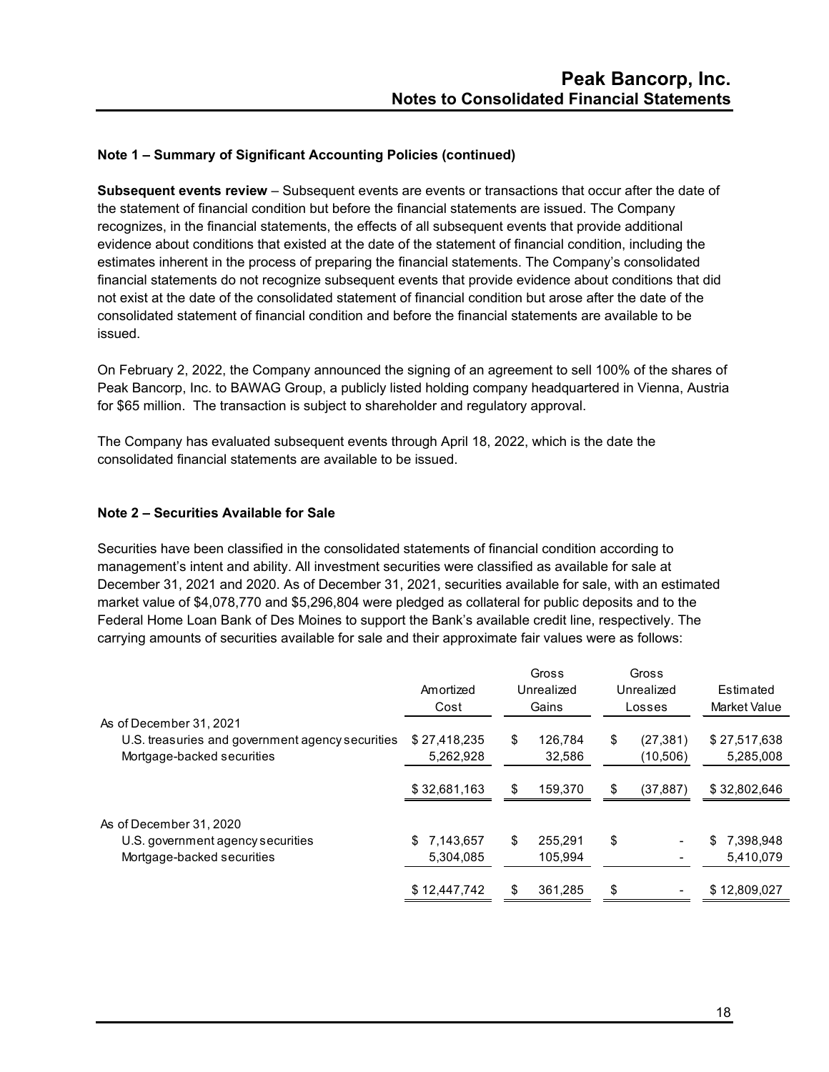## Note 1 – Summary of Significant Accounting Policies (continued)

**Subsequent events review** – Subsequent events are events or transactions that occur after the date of the statement of financial condition but before the financial statements are issued. The Company recognizes, in the financial statements, the effects of all subsequent events that provide additional evidence about conditions that existed at the date of the statement of financial condition, including the estimates inherent in the process of preparing the financial statements. The Company's consolidated financial statements do not recognize subsequent events that provide evidence about conditions that did not exist at the date of the consolidated statement of financial condition but arose after the date of the consolidated statement of financial condition and before the financial statements are available to be issued.

On February 2, 2022, the Company announced the signing of an agreement to sell 100% of the shares of Peak Bancorp, Inc. to BAWAG Group, a publicly listed holding company headquartered in Vienna, Austria for $65 million. The transaction is subject to shareholder and regulatory approval.

The Company has evaluated subsequent events through April 18, 2022, which is the date the consolidated financial statements are available to be issued.

## Note 2 – Securities Available for Sale

Securities have been classified in the consolidated statements of financial condition according to management's intent and ability. All investment securities were classified as available for sale at December 31, 2021 and 2020. As of December 31, 2021, securities available for sale, with an estimated market value of $4,078,770 and $5,296,804 were pledged as collateral for public deposits and to the Federal Home Loan Bank of Des Moines to support the Bank's available credit line, respectively. The carrying amounts of securities available for sale and their approximate fair values were as follows:

| | Amortized Cost | Gross Unrealized Gains | Gross Unrealized Losses | Estimated Market Value |
|---|---|---|---|---|
| As of December 31, 2021 | | | | |
| U.S. treasuries and government agency securities | $ 27,418,235 | $ 126,784 | $ (27,381) | $ 27,517,638 |
| Mortgage-backed securities | 5,262,928 | 32,586 | (10,506) | 5,285,008 |
| | $ 32,681,163 | $ 159,370 | $ (37,887) | $ 32,802,646 |
| As of December 31, 2020 | | | | |
| U.S. government agency securities | $ 7,143,657 | $ 255,291 | $ - | $ 7,398,948 |
| Mortgage-backed securities | 5,304,085 | 105,994 | - | 5,410,079 |
| | $ 12,447,742 | $ 361,285 | $ - | $ 12,809,027 |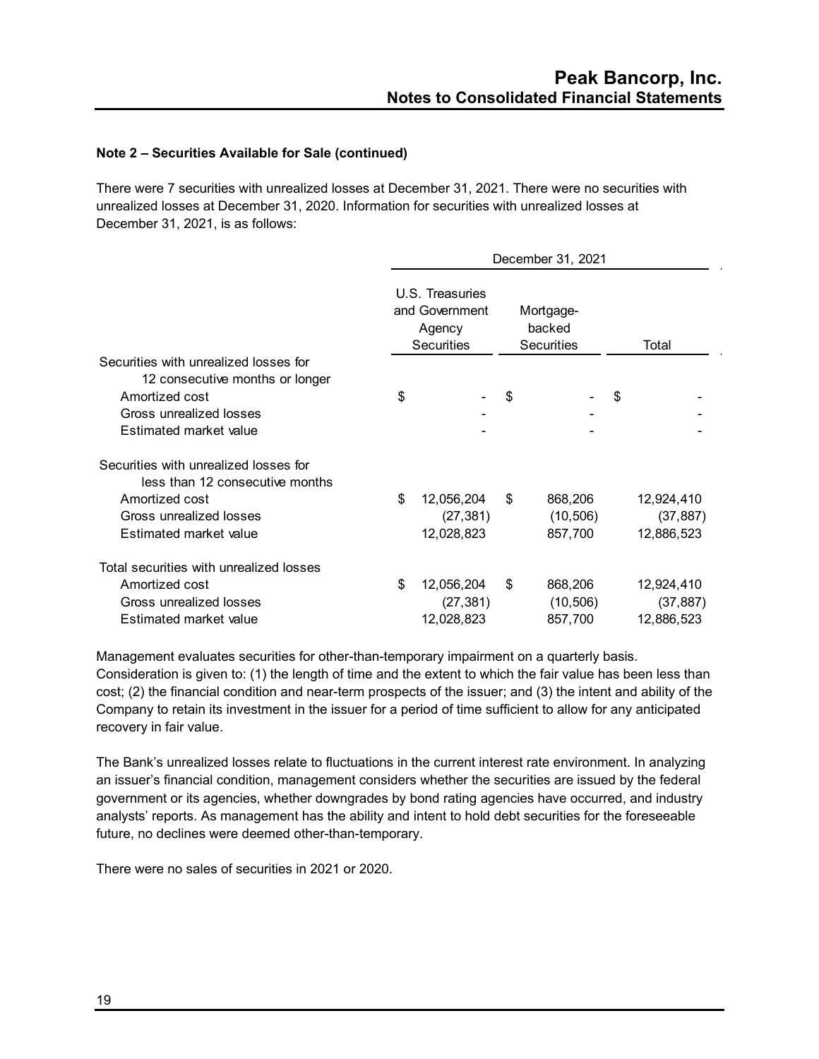### Note 2 – Securities Available for Sale (continued)

There were 7 securities with unrealized losses at December 31, 2021. There were no securities with unrealized losses at December 31, 2020. Information for securities with unrealized losses at December 31, 2021, is as follows:

| | December 31, 2021 | | |
|---|---|---|---|
| | U.S. Treasuries and Government Agency Securities | Mortgage-backed Securities | Total |
| **Securities with unrealized losses for 12 consecutive months or longer** | | | |
| Amortized cost | $ - | $ - | $ - |
| Gross unrealized losses | - | - | - |
| Estimated market value | - | - | - |
| **Securities with unrealized losses for less than 12 consecutive months** | | | |
| Amortized cost | $ 12,056,204 | $ 868,206 | 12,924,410 |
| Gross unrealized losses | (27,381) | (10,506) | (37,887) |
| Estimated market value | 12,028,823 | 857,700 | 12,886,523 |
| **Total securities with unrealized losses** | | | |
| Amortized cost | $ 12,056,204 | $ 868,206 | 12,924,410 |
| Gross unrealized losses | (27,381) | (10,506) | (37,887) |
| Estimated market value | 12,028,823 | 857,700 | 12,886,523 |

Management evaluates securities for other-than-temporary impairment on a quarterly basis. Consideration is given to: (1) the length of time and the extent to which the fair value has been less than cost; (2) the financial condition and near-term prospects of the issuer; and (3) the intent and ability of the Company to retain its investment in the issuer for a period of time sufficient to allow for any anticipated recovery in fair value.

The Bank's unrealized losses relate to fluctuations in the current interest rate environment. In analyzing an issuer's financial condition, management considers whether the securities are issued by the federal government or its agencies, whether downgrades by bond rating agencies have occurred, and industry analysts' reports. As management has the ability and intent to hold debt securities for the foreseeable future, no declines were deemed other-than-temporary.

There were no sales of securities in 2021 or 2020.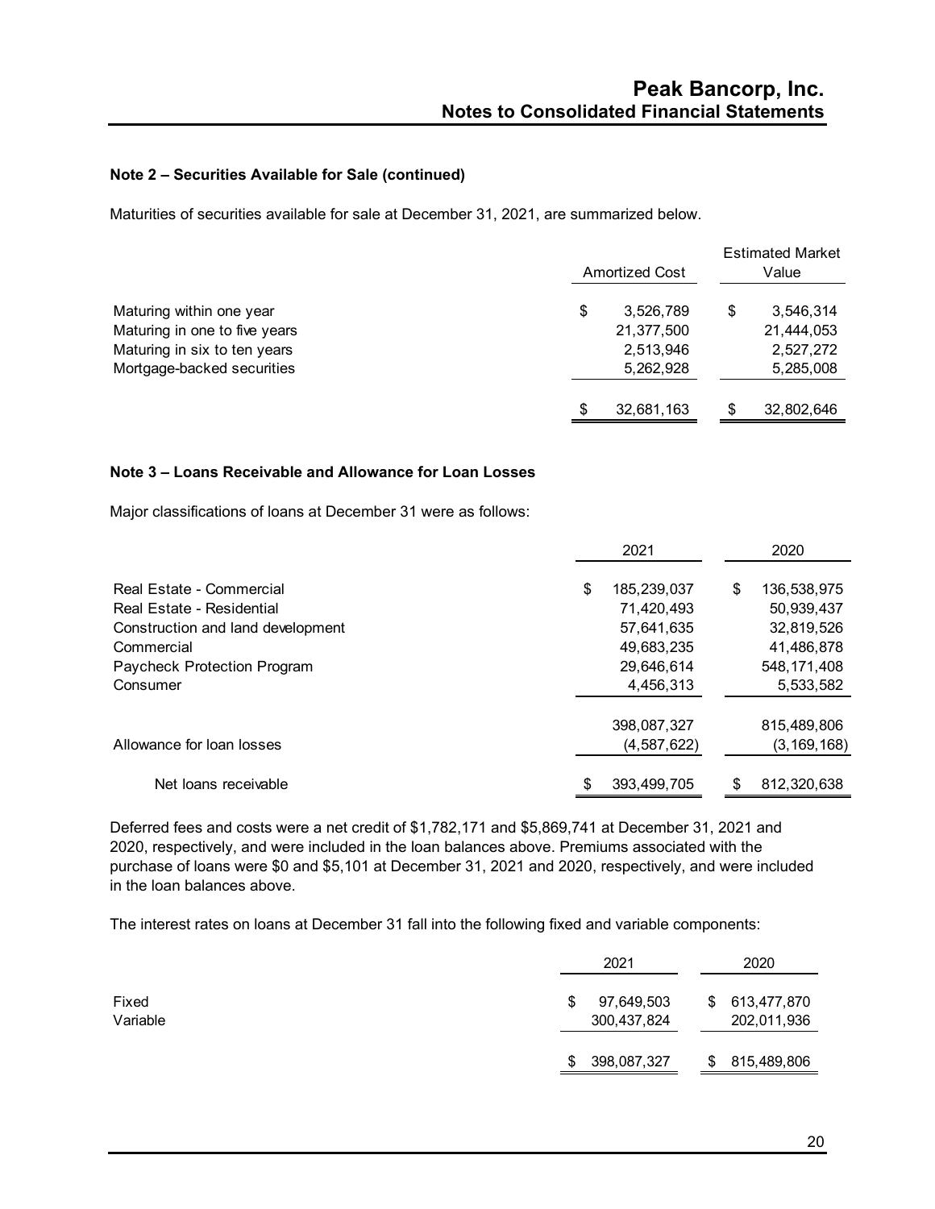**Note 2 – Securities Available for Sale (continued)**

Maturities of securities available for sale at December 31, 2021, are summarized below.

| | Amortized Cost | Estimated Market Value |
|---|---|---|
| Maturing within one year | $ 3,526,789 | $ 3,546,314 |
| Maturing in one to five years | 21,377,500 | 21,444,053 |
| Maturing in six to ten years | 2,513,946 | 2,527,272 |
| Mortgage-backed securities | 5,262,928 | 5,285,008 |
| | $ 32,681,163 | $ 32,802,646 |

**Note 3 – Loans Receivable and Allowance for Loan Losses**

Major classifications of loans at December 31 were as follows:

| | 2021 | 2020 |
|---|---|---|
| Real Estate - Commercial | $ 185,239,037 | $ 136,538,975 |
| Real Estate - Residential | 71,420,493 | 50,939,437 |
| Construction and land development | 57,641,635 | 32,819,526 |
| Commercial | 49,683,235 | 41,486,878 |
| Paycheck Protection Program | 29,646,614 | 548,171,408 |
| Consumer | 4,456,313 | 5,533,582 |
| | 398,087,327 | 815,489,806 |
| Allowance for loan losses | (4,587,622) | (3,169,168) |
| Net loans receivable | $ 393,499,705 | $ 812,320,638 |

Deferred fees and costs were a net credit of $1,782,171 and $5,869,741 at December 31, 2021 and 2020, respectively, and were included in the loan balances above. Premiums associated with the purchase of loans were $0 and $5,101 at December 31, 2021 and 2020, respectively, and were included in the loan balances above.

The interest rates on loans at December 31 fall into the following fixed and variable components:

| | 2021 | 2020 |
|---|---|---|
| Fixed | $ 97,649,503 | $ 613,477,870 |
| Variable | 300,437,824 | 202,011,936 |
| | $ 398,087,327 | $ 815,489,806 |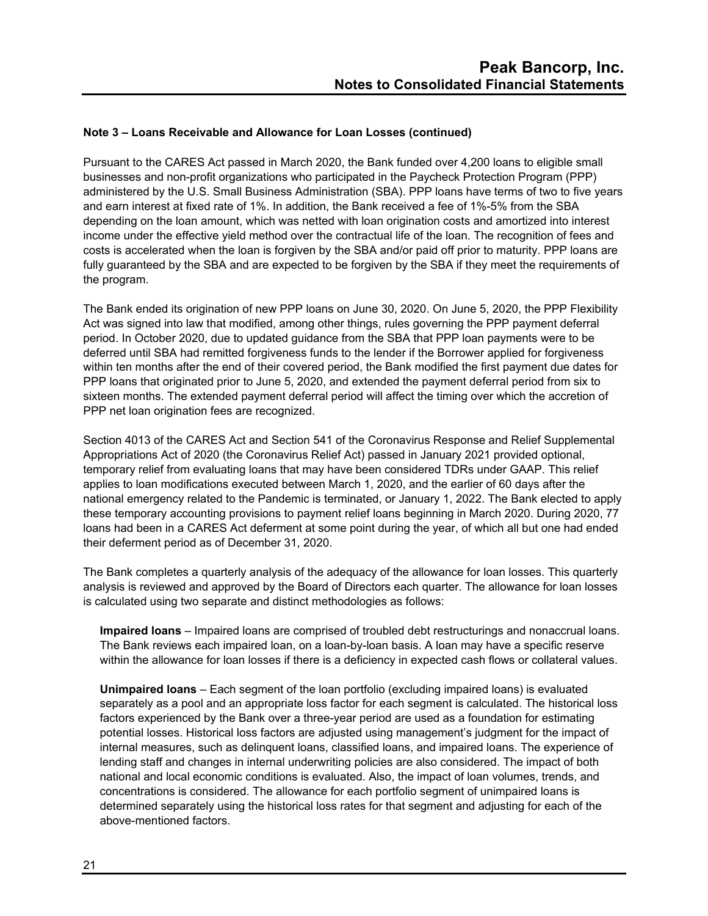**Note 3 – Loans Receivable and Allowance for Loan Losses (continued)**

Pursuant to the CARES Act passed in March 2020, the Bank funded over 4,200 loans to eligible small businesses and non-profit organizations who participated in the Paycheck Protection Program (PPP) administered by the U.S. Small Business Administration (SBA). PPP loans have terms of two to five years and earn interest at fixed rate of 1%. In addition, the Bank received a fee of 1%-5% from the SBA depending on the loan amount, which was netted with loan origination costs and amortized into interest income under the effective yield method over the contractual life of the loan. The recognition of fees and costs is accelerated when the loan is forgiven by the SBA and/or paid off prior to maturity. PPP loans are fully guaranteed by the SBA and are expected to be forgiven by the SBA if they meet the requirements of the program.

The Bank ended its origination of new PPP loans on June 30, 2020. On June 5, 2020, the PPP Flexibility Act was signed into law that modified, among other things, rules governing the PPP payment deferral period. In October 2020, due to updated guidance from the SBA that PPP loan payments were to be deferred until SBA had remitted forgiveness funds to the lender if the Borrower applied for forgiveness within ten months after the end of their covered period, the Bank modified the first payment due dates for PPP loans that originated prior to June 5, 2020, and extended the payment deferral period from six to sixteen months. The extended payment deferral period will affect the timing over which the accretion of PPP net loan origination fees are recognized.

Section 4013 of the CARES Act and Section 541 of the Coronavirus Response and Relief Supplemental Appropriations Act of 2020 (the Coronavirus Relief Act) passed in January 2021 provided optional, temporary relief from evaluating loans that may have been considered TDRs under GAAP. This relief applies to loan modifications executed between March 1, 2020, and the earlier of 60 days after the national emergency related to the Pandemic is terminated, or January 1, 2022. The Bank elected to apply these temporary accounting provisions to payment relief loans beginning in March 2020. During 2020, 77 loans had been in a CARES Act deferment at some point during the year, of which all but one had ended their deferment period as of December 31, 2020.

The Bank completes a quarterly analysis of the adequacy of the allowance for loan losses. This quarterly analysis is reviewed and approved by the Board of Directors each quarter. The allowance for loan losses is calculated using two separate and distinct methodologies as follows:

**Impaired loans** – Impaired loans are comprised of troubled debt restructurings and nonaccrual loans. The Bank reviews each impaired loan, on a loan-by-loan basis. A loan may have a specific reserve within the allowance for loan losses if there is a deficiency in expected cash flows or collateral values.

**Unimpaired loans** – Each segment of the loan portfolio (excluding impaired loans) is evaluated separately as a pool and an appropriate loss factor for each segment is calculated. The historical loss factors experienced by the Bank over a three-year period are used as a foundation for estimating potential losses. Historical loss factors are adjusted using management's judgment for the impact of internal measures, such as delinquent loans, classified loans, and impaired loans. The experience of lending staff and changes in internal underwriting policies are also considered. The impact of both national and local economic conditions is evaluated. Also, the impact of loan volumes, trends, and concentrations is considered. The allowance for each portfolio segment of unimpaired loans is determined separately using the historical loss rates for that segment and adjusting for each of the above-mentioned factors.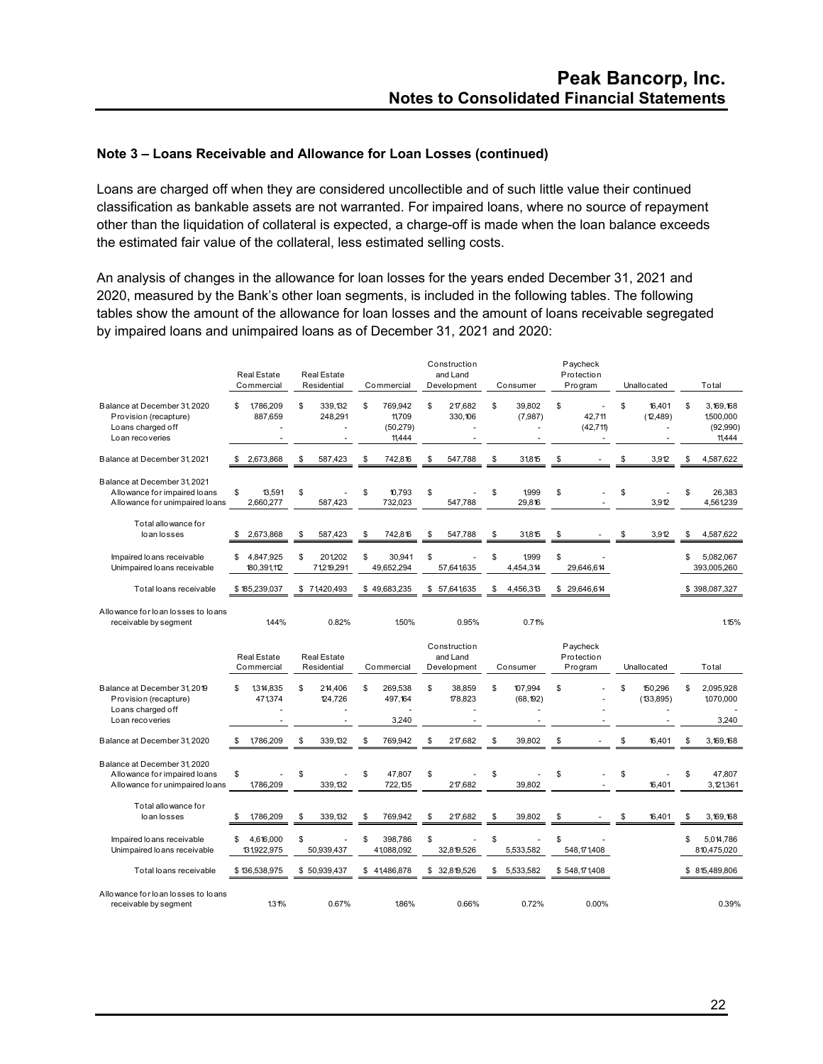## Note 3 – Loans Receivable and Allowance for Loan Losses (continued)

Loans are charged off when they are considered uncollectible and of such little value their continued classification as bankable assets are not warranted. For impaired loans, where no source of repayment other than the liquidation of collateral is expected, a charge-off is made when the loan balance exceeds the estimated fair value of the collateral, less estimated selling costs.

An analysis of changes in the allowance for loan losses for the years ended December 31, 2021 and 2020, measured by the Bank's other loan segments, is included in the following tables. The following tables show the amount of the allowance for loan losses and the amount of loans receivable segregated by impaired loans and unimpaired loans as of December 31, 2021 and 2020:

| | Real Estate Commercial | Real Estate Residential | Commercial | Construction and Land Development | Consumer | Paycheck Protection Program | Unallocated | Total |
|---|---|---|---|---|---|---|---|---|
| Balance at December 31, 2020 | $ 1,786,209 | $ 339,132 | $ 769,942 | $ 217,682 | $ 39,802 | $ - | $ 16,401 | $ 3,169,168 |
| Provision (recapture) | 887,659 | 248,291 | 11,709 | 330,106 | (7,987) | 42,711 | (12,489) | 1,500,000 |
| Loans charged off | - | - | (50,279) | - | - | (42,711) | - | (92,990) |
| Loan recoveries | - | - | 11,444 | - | - | - | - | 11,444 |
| Balance at December 31, 2021 | $ 2,673,868 | $ 587,423 | $ 742,816 | $ 547,788 | $ 31,815 | $ - | $ 3,912 | $ 4,587,622 |
| Balance at December 31, 2021 | | | | | | | | |
| Allowance for impaired loans | $ 13,591 | $ - | $ 10,793 | $ - | $ 1,999 | $ - | $ - | $ 26,383 |
| Allowance for unimpaired loans | 2,660,277 | 587,423 | 732,023 | 547,788 | 29,816 | - | 3,912 | 4,561,239 |
| Total allowance for loan losses | $ 2,673,868 | $ 587,423 | $ 742,816 | $ 547,788 | $ 31,815 | $ - | $ 3,912 | $ 4,587,622 |
| Impaired loans receivable | $ 4,847,925 | $ 201,202 | $ 30,941 | $ - | $ 1,999 | $ - | | $ 5,082,067 |
| Unimpaired loans receivable | 180,391,112 | 71,219,291 | 49,652,294 | 57,641,635 | 4,454,314 | 29,646,614 | | 393,005,260 |
| Total loans receivable | $ 185,239,037 | $ 71,420,493 | $ 49,683,235 | $ 57,641,635 | $ 4,456,313 | $ 29,646,614 | | $ 398,087,327 |
| Allowance for loan losses to loans receivable by segment | 1.44% | 0.82% | 1.50% | 0.95% | 0.71% | | | 1.15% |

| | Real Estate Commercial | Real Estate Residential | Commercial | Construction and Land Development | Consumer | Paycheck Protection Program | Unallocated | Total |
|---|---|---|---|---|---|---|---|---|
| Balance at December 31, 2019 | $ 1,314,835 | $ 214,406 | $ 269,538 | $ 38,859 | $ 107,994 | $ - | $ 150,296 | $ 2,095,928 |
| Provision (recapture) | 471,374 | 124,726 | 497,164 | 178,823 | (68,192) | - | (133,895) | 1,070,000 |
| Loans charged off | - | - | - | - | - | - | - | - |
| Loan recoveries | - | - | 3,240 | - | - | - | - | 3,240 |
| Balance at December 31, 2020 | $ 1,786,209 | $ 339,132 | $ 769,942 | $ 217,682 | $ 39,802 | $ - | $ 16,401 | $ 3,169,168 |
| Balance at December 31, 2020 | | | | | | | | |
| Allowance for impaired loans | $ - | $ - | $ 47,807 | $ - | $ - | $ - | $ - | $ 47,807 |
| Allowance for unimpaired loans | 1,786,209 | 339,132 | 722,135 | 217,682 | 39,802 | - | 16,401 | 3,121,361 |
| Total allowance for loan losses | $ 1,786,209 | $ 339,132 | $ 769,942 | $ 217,682 | $ 39,802 | $ - | $ 16,401 | $ 3,169,168 |
| Impaired loans receivable | $ 4,616,000 | $ - | $ 398,786 | $ - | $ - | $ - | | $ 5,014,786 |
| Unimpaired loans receivable | 131,922,975 | 50,939,437 | 41,088,092 | 32,819,526 | 5,533,582 | 548,171,408 | | 810,475,020 |
| Total loans receivable | $ 136,538,975 | $ 50,939,437 | $ 41,486,878 | $ 32,819,526 | $ 5,533,582 | $ 548,171,408 | | $ 815,489,806 |
| Allowance for loan losses to loans receivable by segment | 1.31% | 0.67% | 1.86% | 0.66% | 0.72% | 0.00% | | 0.39% |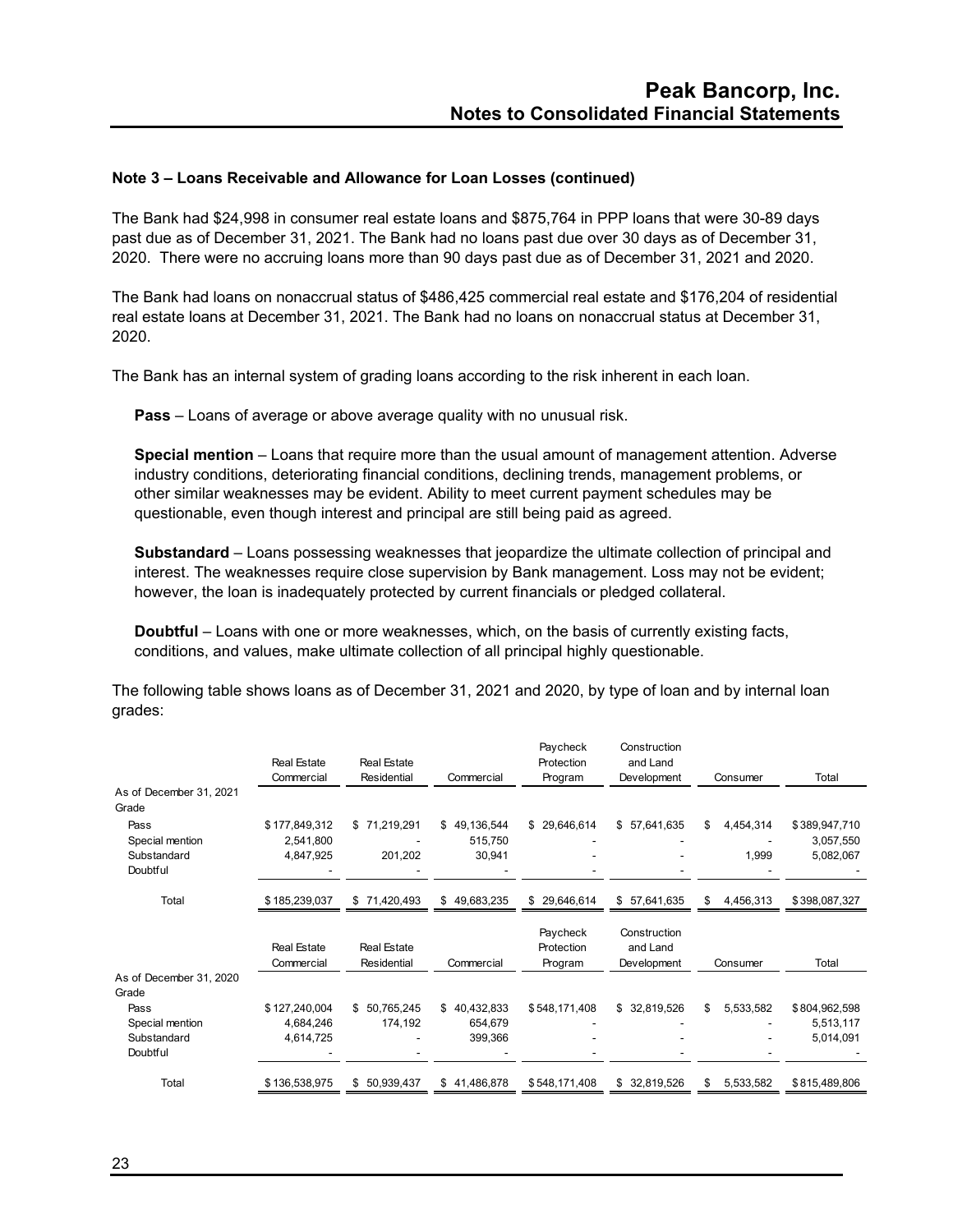## Note 3 – Loans Receivable and Allowance for Loan Losses (continued)

The Bank had $24,998 in consumer real estate loans and $875,764 in PPP loans that were 30-89 days past due as of December 31, 2021. The Bank had no loans past due over 30 days as of December 31, 2020. There were no accruing loans more than 90 days past due as of December 31, 2021 and 2020.

The Bank had loans on nonaccrual status of $486,425 commercial real estate and $176,204 of residential real estate loans at December 31, 2021. The Bank had no loans on nonaccrual status at December 31, 2020.

The Bank has an internal system of grading loans according to the risk inherent in each loan.

**Pass** – Loans of average or above average quality with no unusual risk.

**Special mention** – Loans that require more than the usual amount of management attention. Adverse industry conditions, deteriorating financial conditions, declining trends, management problems, or other similar weaknesses may be evident. Ability to meet current payment schedules may be questionable, even though interest and principal are still being paid as agreed.

**Substandard** – Loans possessing weaknesses that jeopardize the ultimate collection of principal and interest. The weaknesses require close supervision by Bank management. Loss may not be evident; however, the loan is inadequately protected by current financials or pledged collateral.

**Doubtful** – Loans with one or more weaknesses, which, on the basis of currently existing facts, conditions, and values, make ultimate collection of all principal highly questionable.

The following table shows loans as of December 31, 2021 and 2020, by type of loan and by internal loan grades:

| | Real Estate Commercial | Real Estate Residential | Commercial | Paycheck Protection Program | Construction and Land Development | Consumer | Total |
|---|---|---|---|---|---|---|---|
| As of December 31, 2021 | | | | | | | |
| Grade | | | | | | | |
| Pass | $ 177,849,312 | $ 71,219,291 | $ 49,136,544 | $ 29,646,614 | $ 57,641,635 | $ 4,454,314 | $ 389,947,710 |
| Special mention | 2,541,800 | - | 515,750 | - | - | - | 3,057,550 |
| Substandard | 4,847,925 | 201,202 | 30,941 | - | - | 1,999 | 5,082,067 |
| Doubtful | - | - | - | - | - | - | - |
| Total | $ 185,239,037 | $ 71,420,493 | $ 49,683,235 | $ 29,646,614 | $ 57,641,635 | $ 4,456,313 | $ 398,087,327 |

| | Real Estate Commercial | Real Estate Residential | Commercial | Paycheck Protection Program | Construction and Land Development | Consumer | Total |
|---|---|---|---|---|---|---|---|
| As of December 31, 2020 | | | | | | | |
| Grade | | | | | | | |
| Pass | $ 127,240,004 | $ 50,765,245 | $ 40,432,833 | $ 548,171,408 | $ 32,819,526 | $ 5,533,582 | $ 804,962,598 |
| Special mention | 4,684,246 | 174,192 | 654,679 | - | - | - | 5,513,117 |
| Substandard | 4,614,725 | - | 399,366 | - | - | - | 5,014,091 |
| Doubtful | - | - | - | - | - | - | - |
| Total | $ 136,538,975 | $ 50,939,437 | $ 41,486,878 | $ 548,171,408 | $ 32,819,526 | $ 5,533,582 | $ 815,489,806 |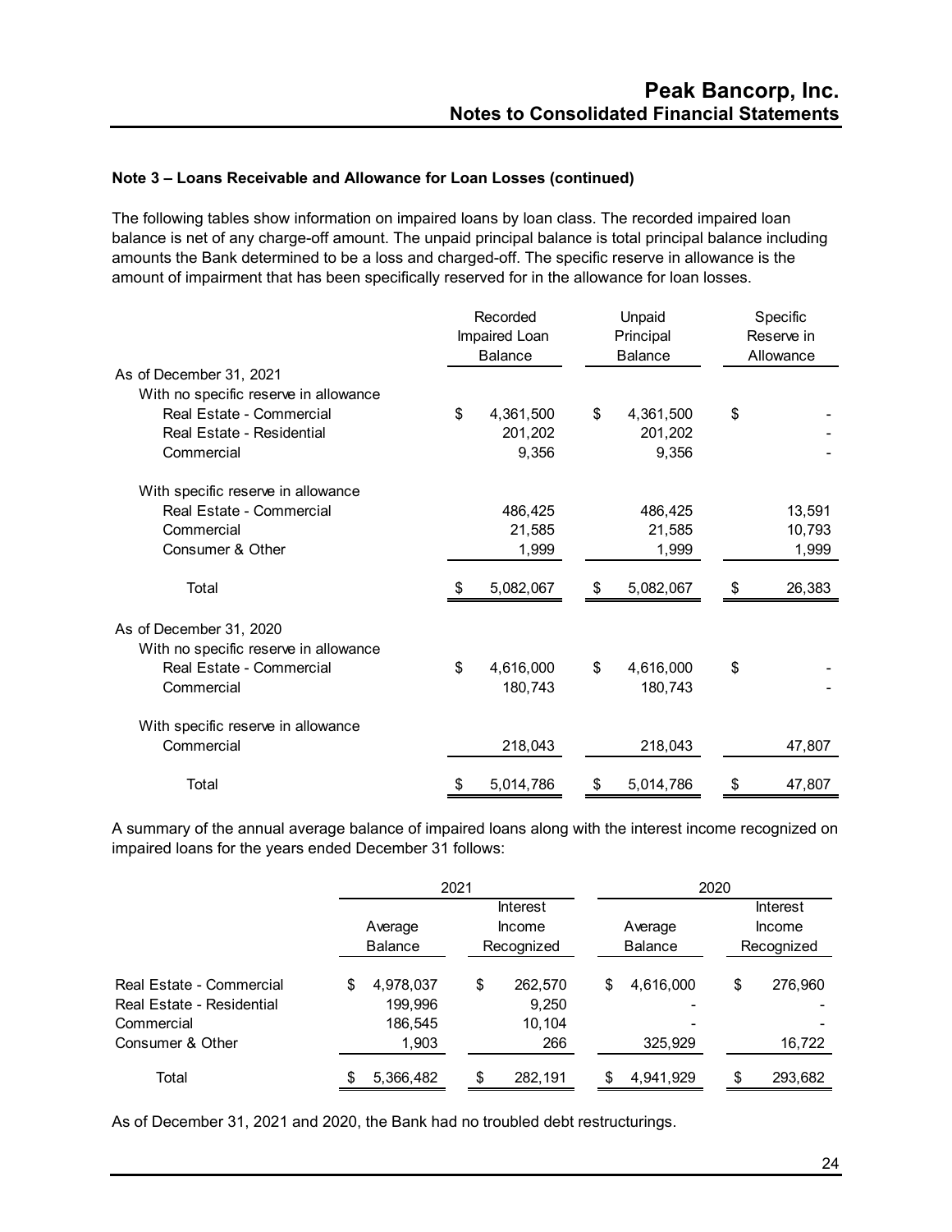### Note 3 – Loans Receivable and Allowance for Loan Losses (continued)

The following tables show information on impaired loans by loan class. The recorded impaired loan balance is net of any charge-off amount. The unpaid principal balance is total principal balance including amounts the Bank determined to be a loss and charged-off. The specific reserve in allowance is the amount of impairment that has been specifically reserved for in the allowance for loan losses.

| | Recorded Impaired Loan Balance | Unpaid Principal Balance | Specific Reserve in Allowance |
|---|---|---|---|
| As of December 31, 2021 | | | |
| With no specific reserve in allowance | | | |
| Real Estate - Commercial | $ 4,361,500 | $ 4,361,500 | $ - |
| Real Estate - Residential | 201,202 | 201,202 | - |
| Commercial | 9,356 | 9,356 | - |
| With specific reserve in allowance | | | |
| Real Estate - Commercial | 486,425 | 486,425 | 13,591 |
| Commercial | 21,585 | 21,585 | 10,793 |
| Consumer & Other | 1,999 | 1,999 | 1,999 |
| Total | $ 5,082,067 | $ 5,082,067 | $ 26,383 |
| As of December 31, 2020 | | | |
| With no specific reserve in allowance | | | |
| Real Estate - Commercial | $ 4,616,000 | $ 4,616,000 | $ - |
| Commercial | 180,743 | 180,743 | - |
| With specific reserve in allowance | | | |
| Commercial | 218,043 | 218,043 | 47,807 |
| Total | $ 5,014,786 | $ 5,014,786 | $ 47,807 |

A summary of the annual average balance of impaired loans along with the interest income recognized on impaired loans for the years ended December 31 follows:

| | 2021 | | 2020 | |
|---|---|---|---|---|
| | Average Balance | Interest Income Recognized | Average Balance | Interest Income Recognized |
| Real Estate - Commercial | $ 4,978,037 | $ 262,570 | $ 4,616,000 | $ 276,960 |
| Real Estate - Residential | 199,996 | 9,250 | - | - |
| Commercial | 186,545 | 10,104 | - | - |
| Consumer & Other | 1,903 | 266 | 325,929 | 16,722 |
| Total | $ 5,366,482 | $ 282,191 | $ 4,941,929 | $ 293,682 |

As of December 31, 2021 and 2020, the Bank had no troubled debt restructurings.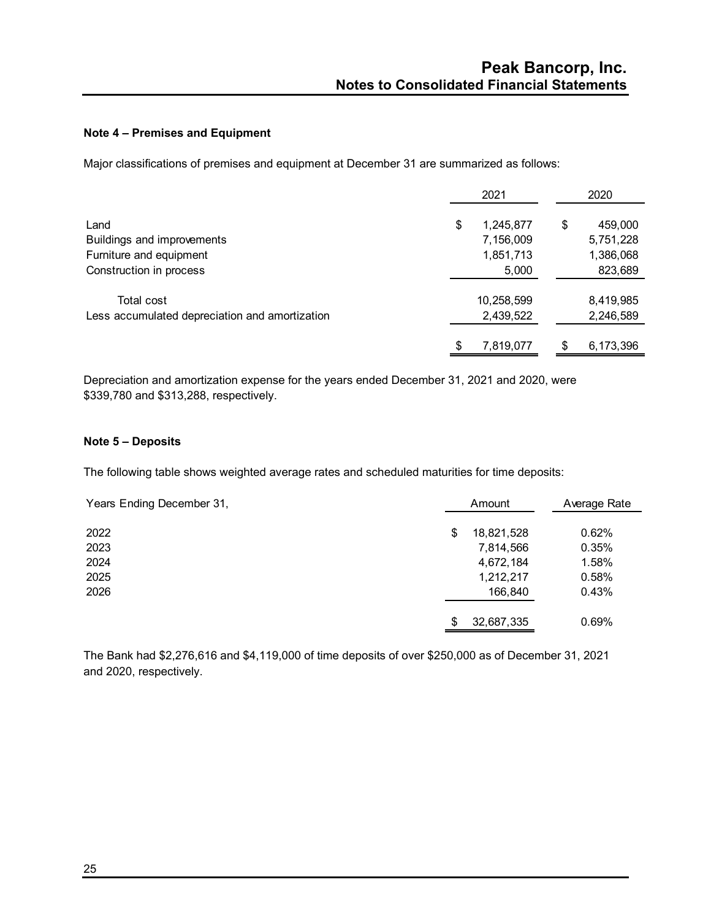### Note 4 – Premises and Equipment

Major classifications of premises and equipment at December 31 are summarized as follows:

| | 2021 | 2020 |
|---|---|---|
| Land | $ 1,245,877 | $ 459,000 |
| Buildings and improvements | 7,156,009 | 5,751,228 |
| Furniture and equipment | 1,851,713 | 1,386,068 |
| Construction in process | 5,000 | 823,689 |
| Total cost | 10,258,599 | 8,419,985 |
| Less accumulated depreciation and amortization | 2,439,522 | 2,246,589 |
| | $ 7,819,077 | $ 6,173,396 |

Depreciation and amortization expense for the years ended December 31, 2021 and 2020, were $339,780 and $313,288, respectively.

### Note 5 – Deposits

The following table shows weighted average rates and scheduled maturities for time deposits:

| Years Ending December 31, | Amount | Average Rate |
|---|---|---|
| 2022 | $ 18,821,528 | 0.62% |
| 2023 | 7,814,566 | 0.35% |
| 2024 | 4,672,184 | 1.58% |
| 2025 | 1,212,217 | 0.58% |
| 2026 | 166,840 | 0.43% |
| | $ 32,687,335 | 0.69% |

The Bank had $2,276,616 and $4,119,000 of time deposits of over $250,000 as of December 31, 2021 and 2020, respectively.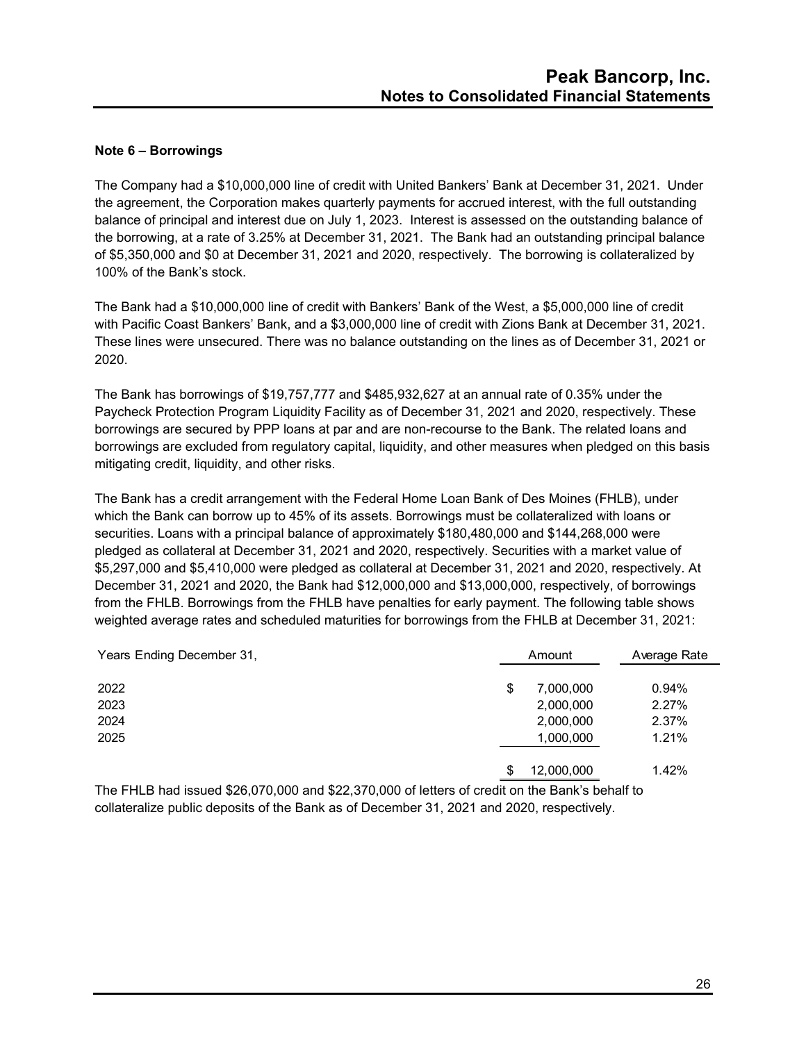**Note 6 – Borrowings**

The Company had a $10,000,000 line of credit with United Bankers' Bank at December 31, 2021. Under the agreement, the Corporation makes quarterly payments for accrued interest, with the full outstanding balance of principal and interest due on July 1, 2023. Interest is assessed on the outstanding balance of the borrowing, at a rate of 3.25% at December 31, 2021. The Bank had an outstanding principal balance of $5,350,000 and $0 at December 31, 2021 and 2020, respectively. The borrowing is collateralized by 100% of the Bank's stock.

The Bank had a $10,000,000 line of credit with Bankers' Bank of the West, a $5,000,000 line of credit with Pacific Coast Bankers' Bank, and a $3,000,000 line of credit with Zions Bank at December 31, 2021. These lines were unsecured. There was no balance outstanding on the lines as of December 31, 2021 or 2020.

The Bank has borrowings of $19,757,777 and $485,932,627 at an annual rate of 0.35% under the Paycheck Protection Program Liquidity Facility as of December 31, 2021 and 2020, respectively. These borrowings are secured by PPP loans at par and are non-recourse to the Bank. The related loans and borrowings are excluded from regulatory capital, liquidity, and other measures when pledged on this basis mitigating credit, liquidity, and other risks.

The Bank has a credit arrangement with the Federal Home Loan Bank of Des Moines (FHLB), under which the Bank can borrow up to 45% of its assets. Borrowings must be collateralized with loans or securities. Loans with a principal balance of approximately $180,480,000 and $144,268,000 were pledged as collateral at December 31, 2021 and 2020, respectively. Securities with a market value of $5,297,000 and $5,410,000 were pledged as collateral at December 31, 2021 and 2020, respectively. At December 31, 2021 and 2020, the Bank had $12,000,000 and $13,000,000, respectively, of borrowings from the FHLB. Borrowings from the FHLB have penalties for early payment. The following table shows weighted average rates and scheduled maturities for borrowings from the FHLB at December 31, 2021:

| Years Ending December 31, | Amount | Average Rate |
|---|---|---|
| 2022 | $ 7,000,000 | 0.94% |
| 2023 | 2,000,000 | 2.27% |
| 2024 | 2,000,000 | 2.37% |
| 2025 | 1,000,000 | 1.21% |
| | $ 12,000,000 | 1.42% |

The FHLB had issued $26,070,000 and $22,370,000 of letters of credit on the Bank's behalf to collateralize public deposits of the Bank as of December 31, 2021 and 2020, respectively.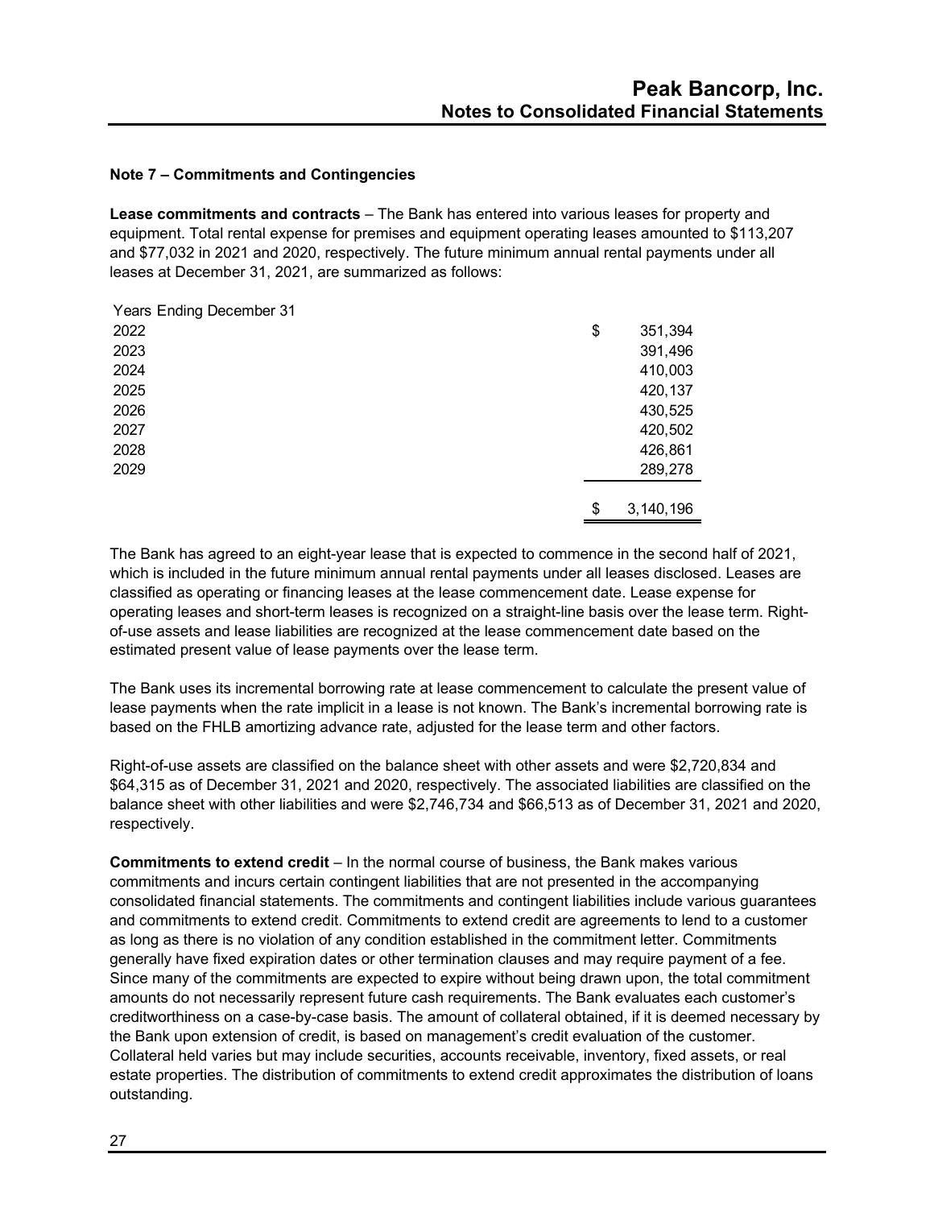### Note 7 – Commitments and Contingencies

**Lease commitments and contracts** – The Bank has entered into various leases for property and equipment. Total rental expense for premises and equipment operating leases amounted to $113,207 and $77,032 in 2021 and 2020, respectively. The future minimum annual rental payments under all leases at December 31, 2021, are summarized as follows:

| Years Ending December 31 | |
|---|---|
| 2022 | $ 351,394 |
| 2023 | 391,496 |
| 2024 | 410,003 |
| 2025 | 420,137 |
| 2026 | 430,525 |
| 2027 | 420,502 |
| 2028 | 426,861 |
| 2029 | 289,278 |
| | $ 3,140,196 |

The Bank has agreed to an eight-year lease that is expected to commence in the second half of 2021, which is included in the future minimum annual rental payments under all leases disclosed. Leases are classified as operating or financing leases at the lease commencement date. Lease expense for operating leases and short-term leases is recognized on a straight-line basis over the lease term. Right-of-use assets and lease liabilities are recognized at the lease commencement date based on the estimated present value of lease payments over the lease term.

The Bank uses its incremental borrowing rate at lease commencement to calculate the present value of lease payments when the rate implicit in a lease is not known. The Bank's incremental borrowing rate is based on the FHLB amortizing advance rate, adjusted for the lease term and other factors.

Right-of-use assets are classified on the balance sheet with other assets and were $2,720,834 and $64,315 as of December 31, 2021 and 2020, respectively. The associated liabilities are classified on the balance sheet with other liabilities and were $2,746,734 and $66,513 as of December 31, 2021 and 2020, respectively.

**Commitments to extend credit** – In the normal course of business, the Bank makes various commitments and incurs certain contingent liabilities that are not presented in the accompanying consolidated financial statements. The commitments and contingent liabilities include various guarantees and commitments to extend credit. Commitments to extend credit are agreements to lend to a customer as long as there is no violation of any condition established in the commitment letter. Commitments generally have fixed expiration dates or other termination clauses and may require payment of a fee. Since many of the commitments are expected to expire without being drawn upon, the total commitment amounts do not necessarily represent future cash requirements. The Bank evaluates each customer's creditworthiness on a case-by-case basis. The amount of collateral obtained, if it is deemed necessary by the Bank upon extension of credit, is based on management's credit evaluation of the customer. Collateral held varies but may include securities, accounts receivable, inventory, fixed assets, or real estate properties. The distribution of commitments to extend credit approximates the distribution of loans outstanding.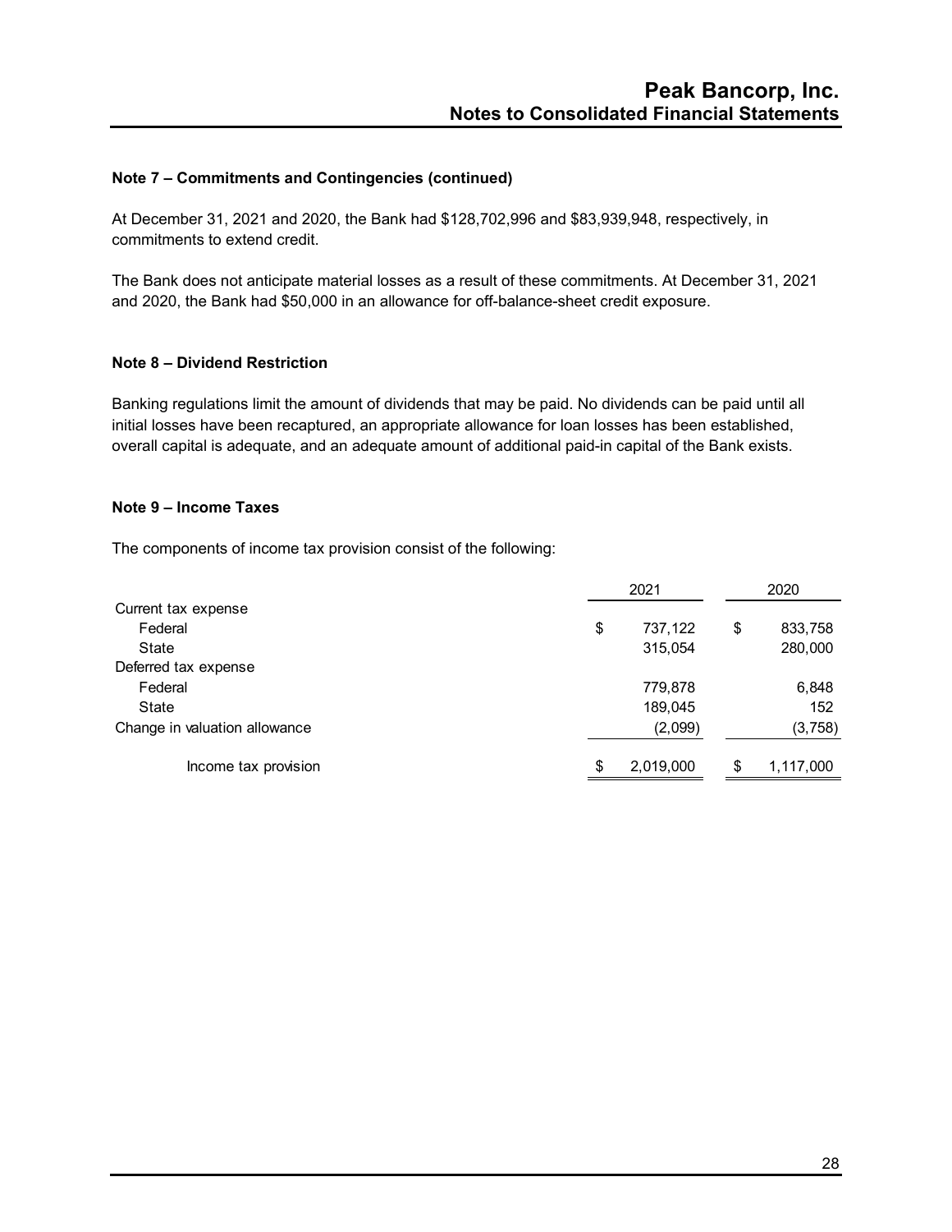### Note 7 – Commitments and Contingencies (continued)

At December 31, 2021 and 2020, the Bank had $128,702,996 and $83,939,948, respectively, in commitments to extend credit.

The Bank does not anticipate material losses as a result of these commitments. At December 31, 2021 and 2020, the Bank had $50,000 in an allowance for off-balance-sheet credit exposure.

### Note 8 – Dividend Restriction

Banking regulations limit the amount of dividends that may be paid. No dividends can be paid until all initial losses have been recaptured, an appropriate allowance for loan losses has been established, overall capital is adequate, and an adequate amount of additional paid-in capital of the Bank exists.

### Note 9 – Income Taxes

The components of income tax provision consist of the following:

| | 2021 | 2020 |
|---|---|---|
| Current tax expense | | |
| Federal | $ 737,122 | $ 833,758 |
| State | 315,054 | 280,000 |
| Deferred tax expense | | |
| Federal | 779,878 | 6,848 |
| State | 189,045 | 152 |
| Change in valuation allowance | (2,099) | (3,758) |
| Income tax provision | $ 2,019,000 | $ 1,117,000 |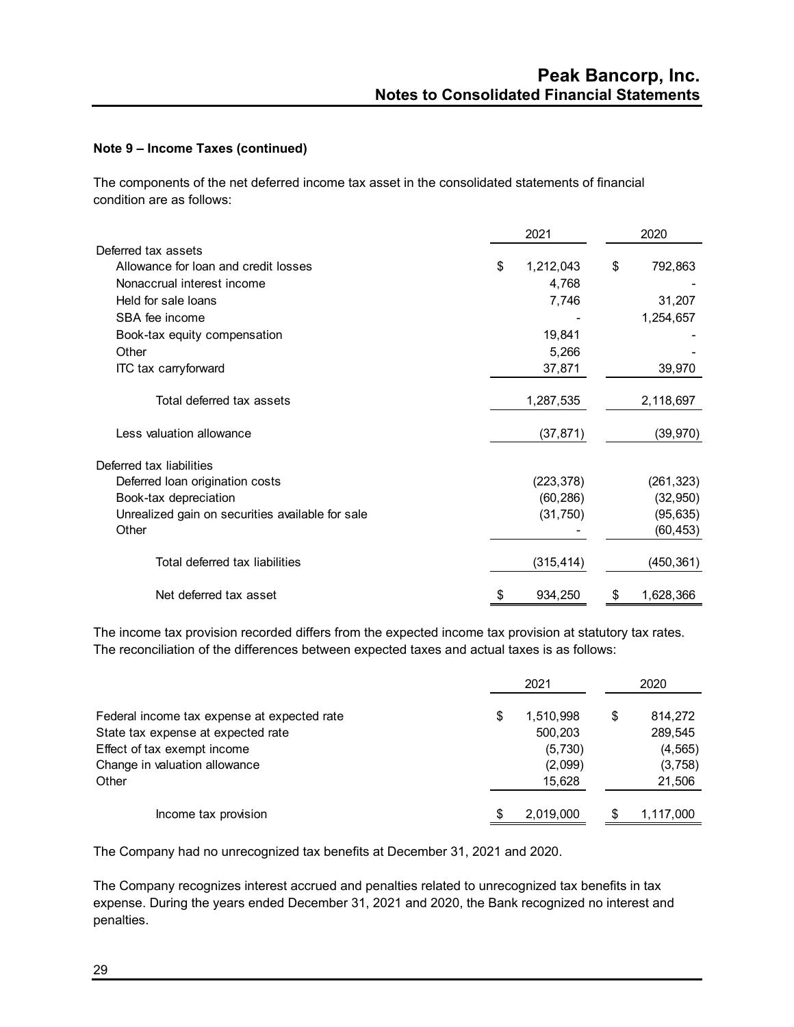### Note 9 – Income Taxes (continued)

The components of the net deferred income tax asset in the consolidated statements of financial condition are as follows:

| | 2021 | 2020 |
|---|---|---|
| Deferred tax assets | | |
| Allowance for loan and credit losses | $ 1,212,043 | $ 792,863 |
| Nonaccrual interest income | 4,768 | - |
| Held for sale loans | 7,746 | 31,207 |
| SBA fee income | - | 1,254,657 |
| Book-tax equity compensation | 19,841 | - |
| Other | 5,266 | - |
| ITC tax carryforward | 37,871 | 39,970 |
| Total deferred tax assets | 1,287,535 | 2,118,697 |
| Less valuation allowance | (37,871) | (39,970) |
| Deferred tax liabilities | | |
| Deferred loan origination costs | (223,378) | (261,323) |
| Book-tax depreciation | (60,286) | (32,950) |
| Unrealized gain on securities available for sale | (31,750) | (95,635) |
| Other | - | (60,453) |
| Total deferred tax liabilities | (315,414) | (450,361) |
| Net deferred tax asset | $ 934,250 | $ 1,628,366 |

The income tax provision recorded differs from the expected income tax provision at statutory tax rates. The reconciliation of the differences between expected taxes and actual taxes is as follows:

| | 2021 | 2020 |
|---|---|---|
| Federal income tax expense at expected rate | $ 1,510,998 | $ 814,272 |
| State tax expense at expected rate | 500,203 | 289,545 |
| Effect of tax exempt income | (5,730) | (4,565) |
| Change in valuation allowance | (2,099) | (3,758) |
| Other | 15,628 | 21,506 |
| Income tax provision | $ 2,019,000 | $ 1,117,000 |

The Company had no unrecognized tax benefits at December 31, 2021 and 2020.

The Company recognizes interest accrued and penalties related to unrecognized tax benefits in tax expense. During the years ended December 31, 2021 and 2020, the Bank recognized no interest and penalties.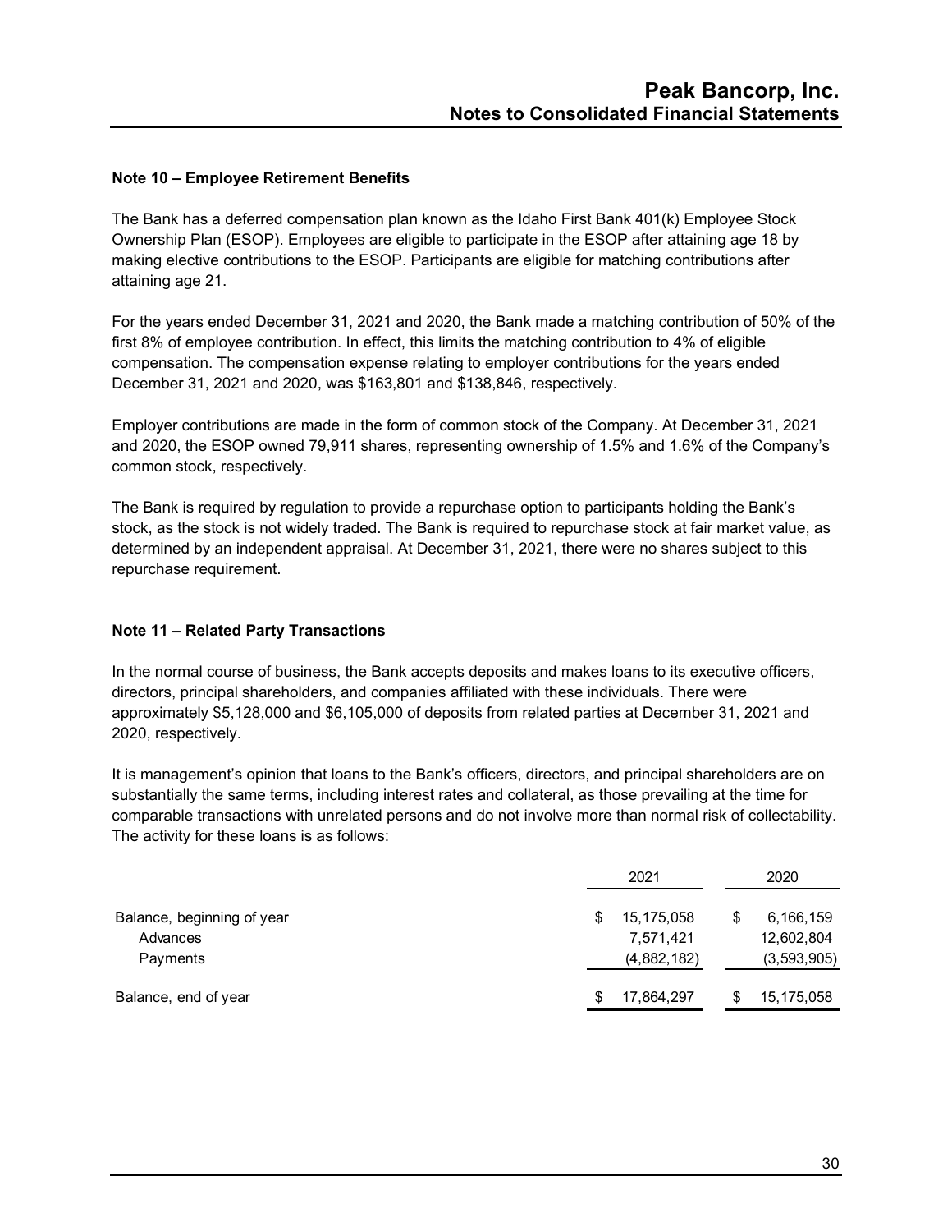### Note 10 – Employee Retirement Benefits

The Bank has a deferred compensation plan known as the Idaho First Bank 401(k) Employee Stock Ownership Plan (ESOP). Employees are eligible to participate in the ESOP after attaining age 18 by making elective contributions to the ESOP. Participants are eligible for matching contributions after attaining age 21.

For the years ended December 31, 2021 and 2020, the Bank made a matching contribution of 50% of the first 8% of employee contribution. In effect, this limits the matching contribution to 4% of eligible compensation. The compensation expense relating to employer contributions for the years ended December 31, 2021 and 2020, was $163,801 and $138,846, respectively.

Employer contributions are made in the form of common stock of the Company. At December 31, 2021 and 2020, the ESOP owned 79,911 shares, representing ownership of 1.5% and 1.6% of the Company's common stock, respectively.

The Bank is required by regulation to provide a repurchase option to participants holding the Bank's stock, as the stock is not widely traded. The Bank is required to repurchase stock at fair market value, as determined by an independent appraisal. At December 31, 2021, there were no shares subject to this repurchase requirement.

### Note 11 – Related Party Transactions

In the normal course of business, the Bank accepts deposits and makes loans to its executive officers, directors, principal shareholders, and companies affiliated with these individuals. There were approximately $5,128,000 and $6,105,000 of deposits from related parties at December 31, 2021 and 2020, respectively.

It is management's opinion that loans to the Bank's officers, directors, and principal shareholders are on substantially the same terms, including interest rates and collateral, as those prevailing at the time for comparable transactions with unrelated persons and do not involve more than normal risk of collectability. The activity for these loans is as follows:

| | 2021 | 2020 |
|---|---|---|
| Balance, beginning of year | $ 15,175,058 | $ 6,166,159 |
| Advances | 7,571,421 | 12,602,804 |
| Payments | (4,882,182) | (3,593,905) |
| Balance, end of year | $ 17,864,297 | $ 15,175,058 |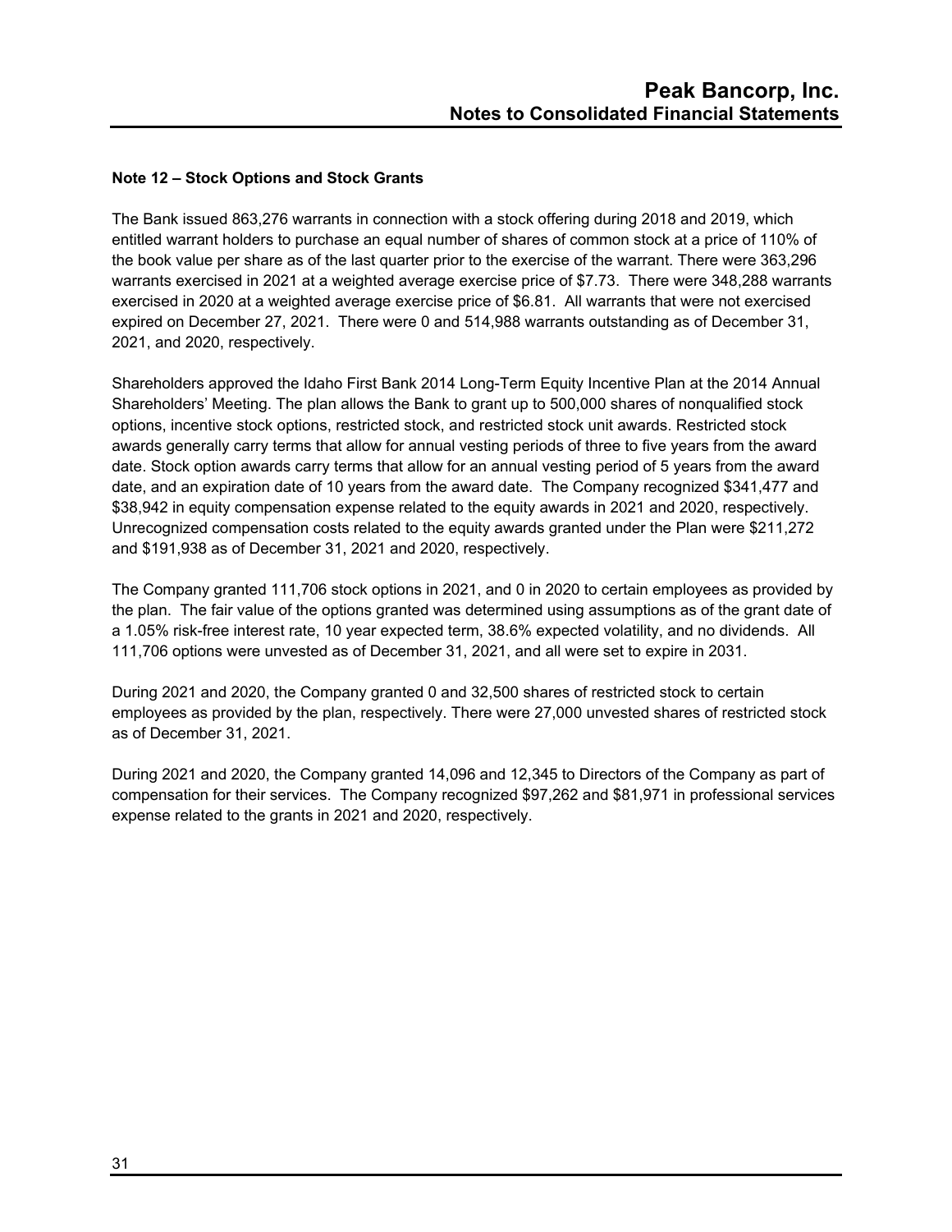## Note 12 – Stock Options and Stock Grants

The Bank issued 863,276 warrants in connection with a stock offering during 2018 and 2019, which entitled warrant holders to purchase an equal number of shares of common stock at a price of 110% of the book value per share as of the last quarter prior to the exercise of the warrant. There were 363,296 warrants exercised in 2021 at a weighted average exercise price of $7.73. There were 348,288 warrants exercised in 2020 at a weighted average exercise price of $6.81. All warrants that were not exercised expired on December 27, 2021. There were 0 and 514,988 warrants outstanding as of December 31, 2021, and 2020, respectively.

Shareholders approved the Idaho First Bank 2014 Long-Term Equity Incentive Plan at the 2014 Annual Shareholders' Meeting. The plan allows the Bank to grant up to 500,000 shares of nonqualified stock options, incentive stock options, restricted stock, and restricted stock unit awards. Restricted stock awards generally carry terms that allow for annual vesting periods of three to five years from the award date. Stock option awards carry terms that allow for an annual vesting period of 5 years from the award date, and an expiration date of 10 years from the award date. The Company recognized $341,477 and $38,942 in equity compensation expense related to the equity awards in 2021 and 2020, respectively. Unrecognized compensation costs related to the equity awards granted under the Plan were $211,272 and $191,938 as of December 31, 2021 and 2020, respectively.

The Company granted 111,706 stock options in 2021, and 0 in 2020 to certain employees as provided by the plan. The fair value of the options granted was determined using assumptions as of the grant date of a 1.05% risk-free interest rate, 10 year expected term, 38.6% expected volatility, and no dividends. All 111,706 options were unvested as of December 31, 2021, and all were set to expire in 2031.

During 2021 and 2020, the Company granted 0 and 32,500 shares of restricted stock to certain employees as provided by the plan, respectively. There were 27,000 unvested shares of restricted stock as of December 31, 2021.

During 2021 and 2020, the Company granted 14,096 and 12,345 to Directors of the Company as part of compensation for their services. The Company recognized $97,262 and $81,971 in professional services expense related to the grants in 2021 and 2020, respectively.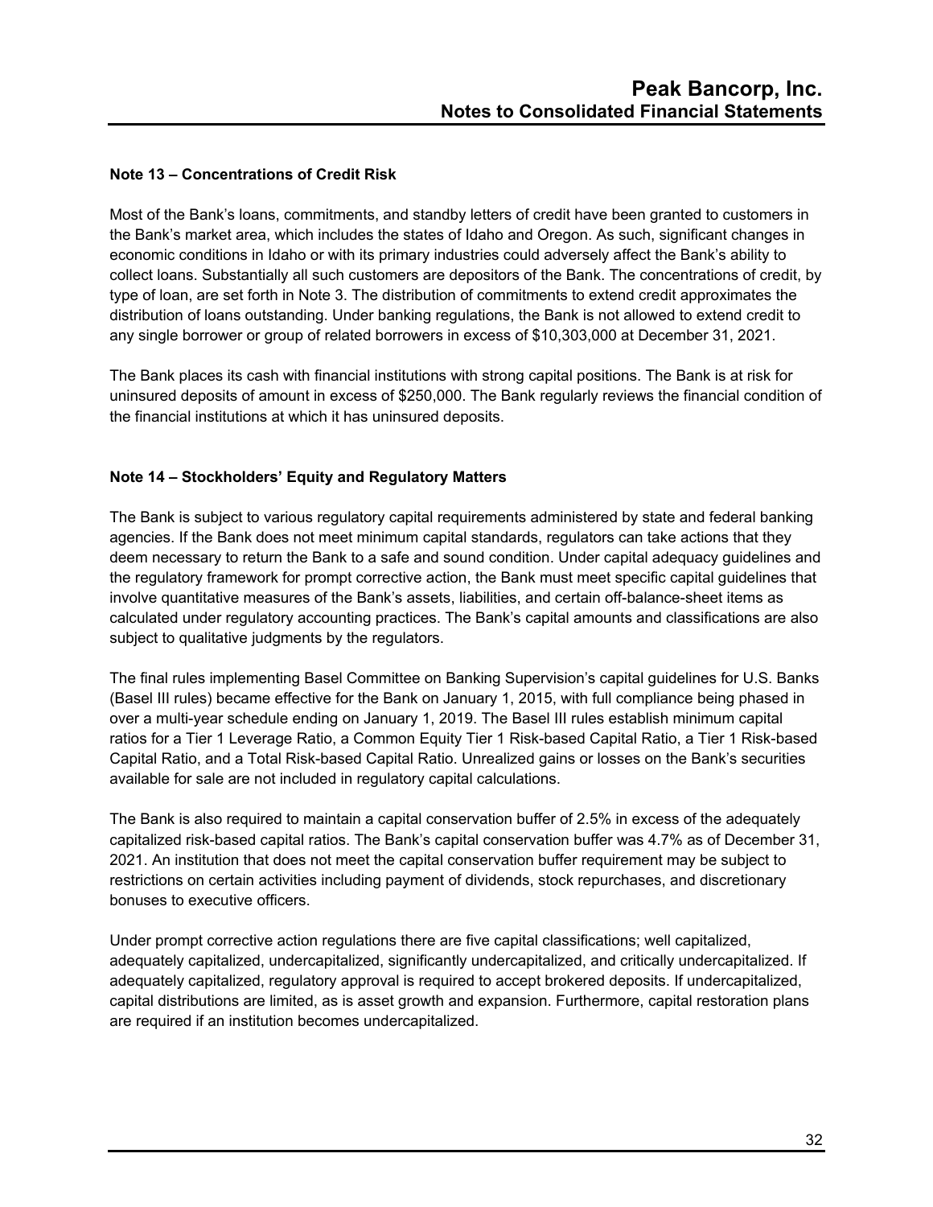## Note 13 – Concentrations of Credit Risk

Most of the Bank's loans, commitments, and standby letters of credit have been granted to customers in the Bank's market area, which includes the states of Idaho and Oregon. As such, significant changes in economic conditions in Idaho or with its primary industries could adversely affect the Bank's ability to collect loans. Substantially all such customers are depositors of the Bank. The concentrations of credit, by type of loan, are set forth in Note 3. The distribution of commitments to extend credit approximates the distribution of loans outstanding. Under banking regulations, the Bank is not allowed to extend credit to any single borrower or group of related borrowers in excess of $10,303,000 at December 31, 2021.

The Bank places its cash with financial institutions with strong capital positions. The Bank is at risk for uninsured deposits of amount in excess of $250,000. The Bank regularly reviews the financial condition of the financial institutions at which it has uninsured deposits.

## Note 14 – Stockholders' Equity and Regulatory Matters

The Bank is subject to various regulatory capital requirements administered by state and federal banking agencies. If the Bank does not meet minimum capital standards, regulators can take actions that they deem necessary to return the Bank to a safe and sound condition. Under capital adequacy guidelines and the regulatory framework for prompt corrective action, the Bank must meet specific capital guidelines that involve quantitative measures of the Bank's assets, liabilities, and certain off-balance-sheet items as calculated under regulatory accounting practices. The Bank's capital amounts and classifications are also subject to qualitative judgments by the regulators.

The final rules implementing Basel Committee on Banking Supervision's capital guidelines for U.S. Banks (Basel III rules) became effective for the Bank on January 1, 2015, with full compliance being phased in over a multi-year schedule ending on January 1, 2019. The Basel III rules establish minimum capital ratios for a Tier 1 Leverage Ratio, a Common Equity Tier 1 Risk-based Capital Ratio, a Tier 1 Risk-based Capital Ratio, and a Total Risk-based Capital Ratio. Unrealized gains or losses on the Bank's securities available for sale are not included in regulatory capital calculations.

The Bank is also required to maintain a capital conservation buffer of 2.5% in excess of the adequately capitalized risk-based capital ratios. The Bank's capital conservation buffer was 4.7% as of December 31, 2021. An institution that does not meet the capital conservation buffer requirement may be subject to restrictions on certain activities including payment of dividends, stock repurchases, and discretionary bonuses to executive officers.

Under prompt corrective action regulations there are five capital classifications; well capitalized, adequately capitalized, undercapitalized, significantly undercapitalized, and critically undercapitalized. If adequately capitalized, regulatory approval is required to accept brokered deposits. If undercapitalized, capital distributions are limited, as is asset growth and expansion. Furthermore, capital restoration plans are required if an institution becomes undercapitalized.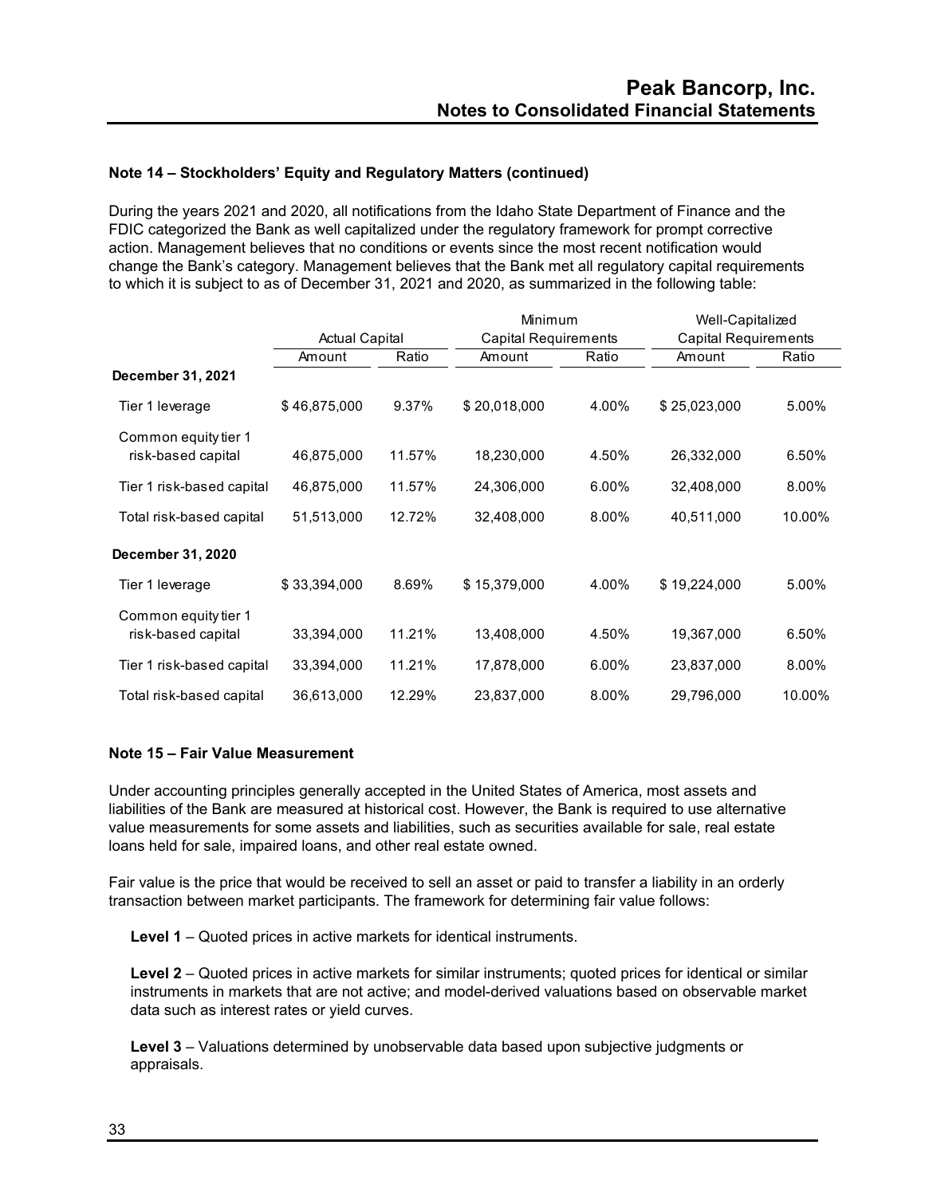### Note 14 – Stockholders' Equity and Regulatory Matters (continued)

During the years 2021 and 2020, all notifications from the Idaho State Department of Finance and the FDIC categorized the Bank as well capitalized under the regulatory framework for prompt corrective action. Management believes that no conditions or events since the most recent notification would change the Bank's category. Management believes that the Bank met all regulatory capital requirements to which it is subject to as of December 31, 2021 and 2020, as summarized in the following table:

| | Actual Capital | | Minimum Capital Requirements | | Well-Capitalized Capital Requirements | |
|---|---|---|---|---|---|---|
| | Amount | Ratio | Amount | Ratio | Amount | Ratio |
| **December 31, 2021** | | | | | | |
| Tier 1 leverage | $ 46,875,000 | 9.37% | $ 20,018,000 | 4.00% | $ 25,023,000 | 5.00% |
| Common equity tier 1 risk-based capital | 46,875,000 | 11.57% | 18,230,000 | 4.50% | 26,332,000 | 6.50% |
| Tier 1 risk-based capital | 46,875,000 | 11.57% | 24,306,000 | 6.00% | 32,408,000 | 8.00% |
| Total risk-based capital | 51,513,000 | 12.72% | 32,408,000 | 8.00% | 40,511,000 | 10.00% |
| **December 31, 2020** | | | | | | |
| Tier 1 leverage | $ 33,394,000 | 8.69% | $ 15,379,000 | 4.00% | $ 19,224,000 | 5.00% |
| Common equity tier 1 risk-based capital | 33,394,000 | 11.21% | 13,408,000 | 4.50% | 19,367,000 | 6.50% |
| Tier 1 risk-based capital | 33,394,000 | 11.21% | 17,878,000 | 6.00% | 23,837,000 | 8.00% |
| Total risk-based capital | 36,613,000 | 12.29% | 23,837,000 | 8.00% | 29,796,000 | 10.00% |

### Note 15 – Fair Value Measurement

Under accounting principles generally accepted in the United States of America, most assets and liabilities of the Bank are measured at historical cost. However, the Bank is required to use alternative value measurements for some assets and liabilities, such as securities available for sale, real estate loans held for sale, impaired loans, and other real estate owned.

Fair value is the price that would be received to sell an asset or paid to transfer a liability in an orderly transaction between market participants. The framework for determining fair value follows:

**Level 1** – Quoted prices in active markets for identical instruments.

**Level 2** – Quoted prices in active markets for similar instruments; quoted prices for identical or similar instruments in markets that are not active; and model-derived valuations based on observable market data such as interest rates or yield curves.

**Level 3** – Valuations determined by unobservable data based upon subjective judgments or appraisals.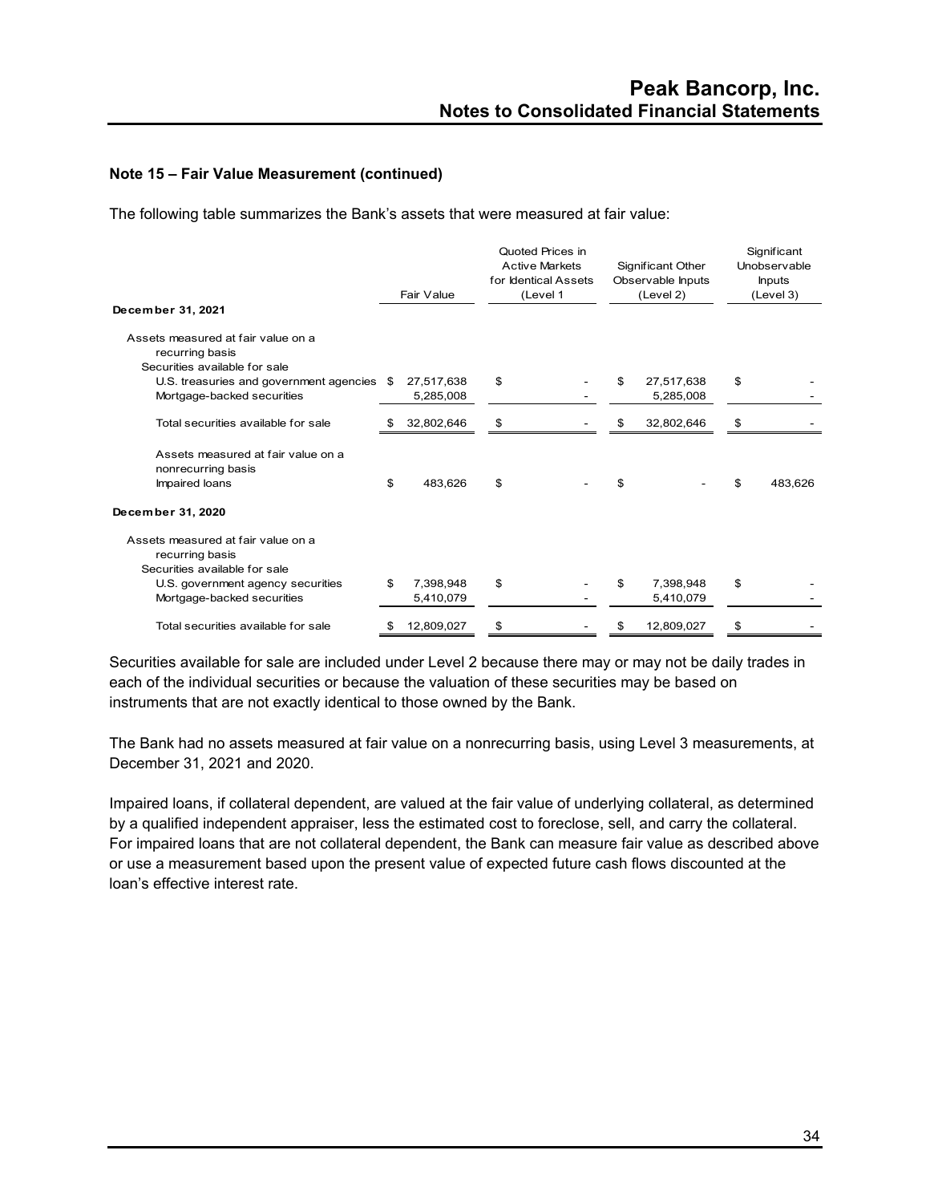## Note 15 – Fair Value Measurement (continued)

The following table summarizes the Bank's assets that were measured at fair value:

| | Fair Value | Quoted Prices in Active Markets for Identical Assets (Level 1 | Significant Other Observable Inputs (Level 2) | Significant Unobservable Inputs (Level 3) |
|---|---|---|---|---|
| **December 31, 2021** | | | | |
| Assets measured at fair value on a recurring basis | | | | |
| Securities available for sale | | | | |
| U.S. treasuries and government agencies | $ 27,517,638 | $ - | $ 27,517,638 | $ - |
| Mortgage-backed securities | 5,285,008 | - | 5,285,008 | - |
| Total securities available for sale | $ 32,802,646 | $ - | $ 32,802,646 | $ - |
| Assets measured at fair value on a nonrecurring basis | | | | |
| Impaired loans | $ 483,626 | $ - | $ - | $ 483,626 |
| **December 31, 2020** | | | | |
| Assets measured at fair value on a recurring basis | | | | |
| Securities available for sale | | | | |
| U.S. government agency securities | $ 7,398,948 | $ - | $ 7,398,948 | $ - |
| Mortgage-backed securities | 5,410,079 | - | 5,410,079 | - |
| Total securities available for sale | $ 12,809,027 | $ - | $ 12,809,027 | $ - |

Securities available for sale are included under Level 2 because there may or may not be daily trades in each of the individual securities or because the valuation of these securities may be based on instruments that are not exactly identical to those owned by the Bank.

The Bank had no assets measured at fair value on a nonrecurring basis, using Level 3 measurements, at December 31, 2021 and 2020.

Impaired loans, if collateral dependent, are valued at the fair value of underlying collateral, as determined by a qualified independent appraiser, less the estimated cost to foreclose, sell, and carry the collateral. For impaired loans that are not collateral dependent, the Bank can measure fair value as described above or use a measurement based upon the present value of expected future cash flows discounted at the loan's effective interest rate.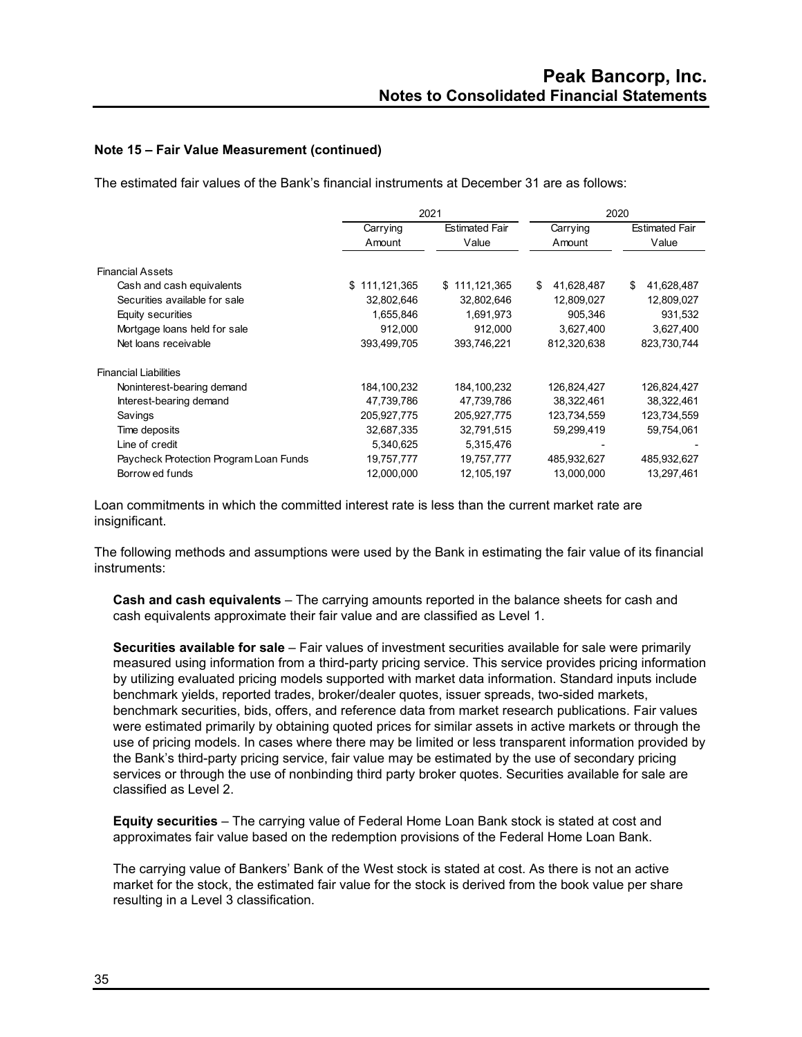### Note 15 – Fair Value Measurement (continued)

The estimated fair values of the Bank's financial instruments at December 31 are as follows:

| | 2021 | | 2020 | |
|---|---|---|---|---|
| | Carrying Amount | Estimated Fair Value | Carrying Amount | Estimated Fair Value |
| **Financial Assets** | | | | |
| Cash and cash equivalents | $ 111,121,365 | $ 111,121,365 | $ 41,628,487 | $ 41,628,487 |
| Securities available for sale | 32,802,646 | 32,802,646 | 12,809,027 | 12,809,027 |
| Equity securities | 1,655,846 | 1,691,973 | 905,346 | 931,532 |
| Mortgage loans held for sale | 912,000 | 912,000 | 3,627,400 | 3,627,400 |
| Net loans receivable | 393,499,705 | 393,746,221 | 812,320,638 | 823,730,744 |
| **Financial Liabilities** | | | | |
| Noninterest-bearing demand | 184,100,232 | 184,100,232 | 126,824,427 | 126,824,427 |
| Interest-bearing demand | 47,739,786 | 47,739,786 | 38,322,461 | 38,322,461 |
| Savings | 205,927,775 | 205,927,775 | 123,734,559 | 123,734,559 |
| Time deposits | 32,687,335 | 32,791,515 | 59,299,419 | 59,754,061 |
| Line of credit | 5,340,625 | 5,315,476 | - | - |
| Paycheck Protection Program Loan Funds | 19,757,777 | 19,757,777 | 485,932,627 | 485,932,627 |
| Borrowed funds | 12,000,000 | 12,105,197 | 13,000,000 | 13,297,461 |

Loan commitments in which the committed interest rate is less than the current market rate are insignificant.

The following methods and assumptions were used by the Bank in estimating the fair value of its financial instruments:

**Cash and cash equivalents** – The carrying amounts reported in the balance sheets for cash and cash equivalents approximate their fair value and are classified as Level 1.

**Securities available for sale** – Fair values of investment securities available for sale were primarily measured using information from a third-party pricing service. This service provides pricing information by utilizing evaluated pricing models supported with market data information. Standard inputs include benchmark yields, reported trades, broker/dealer quotes, issuer spreads, two-sided markets, benchmark securities, bids, offers, and reference data from market research publications. Fair values were estimated primarily by obtaining quoted prices for similar assets in active markets or through the use of pricing models. In cases where there may be limited or less transparent information provided by the Bank's third-party pricing service, fair value may be estimated by the use of secondary pricing services or through the use of nonbinding third party broker quotes. Securities available for sale are classified as Level 2.

**Equity securities** – The carrying value of Federal Home Loan Bank stock is stated at cost and approximates fair value based on the redemption provisions of the Federal Home Loan Bank.

The carrying value of Bankers' Bank of the West stock is stated at cost. As there is not an active market for the stock, the estimated fair value for the stock is derived from the book value per share resulting in a Level 3 classification.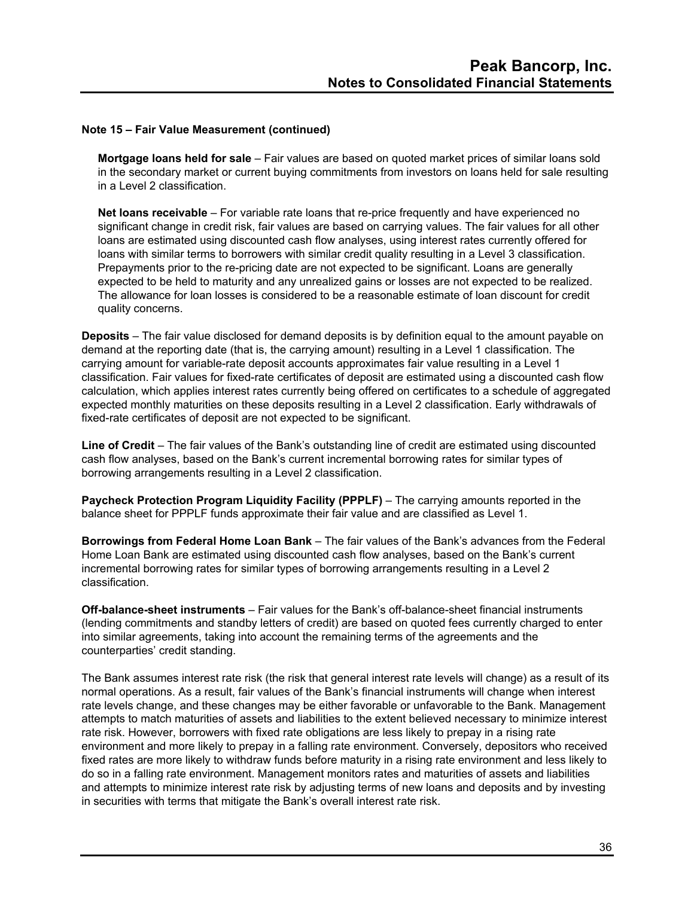### Note 15 – Fair Value Measurement (continued)

**Mortgage loans held for sale** – Fair values are based on quoted market prices of similar loans sold in the secondary market or current buying commitments from investors on loans held for sale resulting in a Level 2 classification.

**Net loans receivable** – For variable rate loans that re-price frequently and have experienced no significant change in credit risk, fair values are based on carrying values. The fair values for all other loans are estimated using discounted cash flow analyses, using interest rates currently offered for loans with similar terms to borrowers with similar credit quality resulting in a Level 3 classification. Prepayments prior to the re-pricing date are not expected to be significant. Loans are generally expected to be held to maturity and any unrealized gains or losses are not expected to be realized. The allowance for loan losses is considered to be a reasonable estimate of loan discount for credit quality concerns.

**Deposits** – The fair value disclosed for demand deposits is by definition equal to the amount payable on demand at the reporting date (that is, the carrying amount) resulting in a Level 1 classification. The carrying amount for variable-rate deposit accounts approximates fair value resulting in a Level 1 classification. Fair values for fixed-rate certificates of deposit are estimated using a discounted cash flow calculation, which applies interest rates currently being offered on certificates to a schedule of aggregated expected monthly maturities on these deposits resulting in a Level 2 classification. Early withdrawals of fixed-rate certificates of deposit are not expected to be significant.

**Line of Credit** – The fair values of the Bank's outstanding line of credit are estimated using discounted cash flow analyses, based on the Bank's current incremental borrowing rates for similar types of borrowing arrangements resulting in a Level 2 classification.

**Paycheck Protection Program Liquidity Facility (PPPLF)** – The carrying amounts reported in the balance sheet for PPPLF funds approximate their fair value and are classified as Level 1.

**Borrowings from Federal Home Loan Bank** – The fair values of the Bank's advances from the Federal Home Loan Bank are estimated using discounted cash flow analyses, based on the Bank's current incremental borrowing rates for similar types of borrowing arrangements resulting in a Level 2 classification.

**Off-balance-sheet instruments** – Fair values for the Bank's off-balance-sheet financial instruments (lending commitments and standby letters of credit) are based on quoted fees currently charged to enter into similar agreements, taking into account the remaining terms of the agreements and the counterparties' credit standing.

The Bank assumes interest rate risk (the risk that general interest rate levels will change) as a result of its normal operations. As a result, fair values of the Bank's financial instruments will change when interest rate levels change, and these changes may be either favorable or unfavorable to the Bank. Management attempts to match maturities of assets and liabilities to the extent believed necessary to minimize interest rate risk. However, borrowers with fixed rate obligations are less likely to prepay in a rising rate environment and more likely to prepay in a falling rate environment. Conversely, depositors who received fixed rates are more likely to withdraw funds before maturity in a rising rate environment and less likely to do so in a falling rate environment. Management monitors rates and maturities of assets and liabilities and attempts to minimize interest rate risk by adjusting terms of new loans and deposits and by investing in securities with terms that mitigate the Bank's overall interest rate risk.